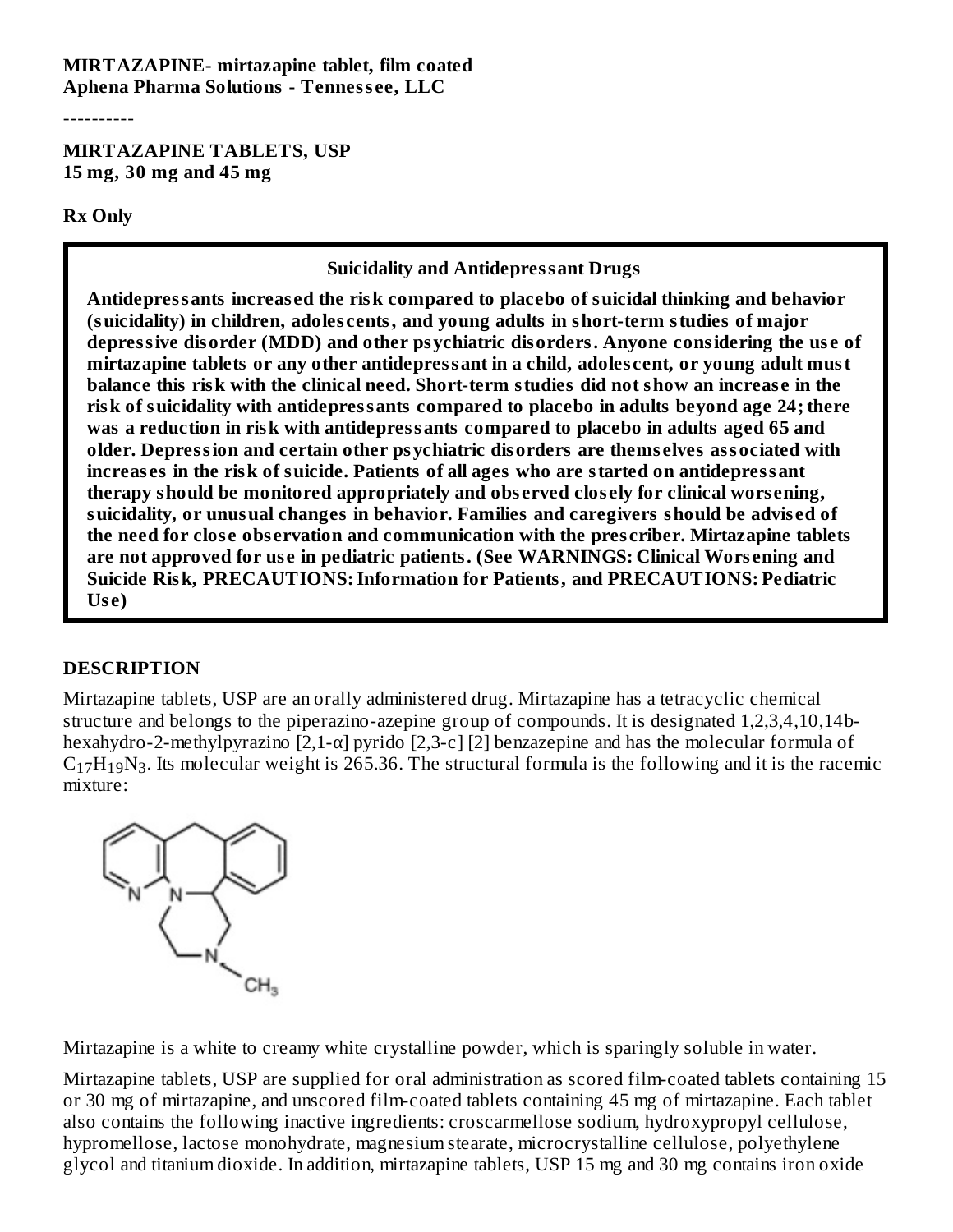**MIRTAZAPINE- mirtazapine tablet, film coated**
**Aphena Pharma Solutions - Tennessee, LLC**

----------

**MIRTAZAPINE TABLETS, USP**
**15 mg, 30 mg and 45 mg**

**Rx Only**

> **Suicidality and Antidepressant Drugs**
>
> **Antidepressants increased the risk compared to placebo of suicidal thinking and behavior (suicidality) in children, adolescents, and young adults in short-term studies of major depressive disorder (MDD) and other psychiatric disorders. Anyone considering the use of mirtazapine tablets or any other antidepressant in a child, adolescent, or young adult must balance this risk with the clinical need. Short-term studies did not show an increase in the risk of suicidality with antidepressants compared to placebo in adults beyond age 24; there was a reduction in risk with antidepressants compared to placebo in adults aged 65 and older. Depression and certain other psychiatric disorders are themselves associated with increases in the risk of suicide. Patients of all ages who are started on antidepressant therapy should be monitored appropriately and observed closely for clinical worsening, suicidality, or unusual changes in behavior. Families and caregivers should be advised of the need for close observation and communication with the prescriber. Mirtazapine tablets are not approved for use in pediatric patients. (See WARNINGS: Clinical Worsening and Suicide Risk, PRECAUTIONS: Information for Patients, and PRECAUTIONS: Pediatric Use)**

## DESCRIPTION

Mirtazapine tablets, USP are an orally administered drug. Mirtazapine has a tetracyclic chemical structure and belongs to the piperazino-azepine group of compounds. It is designated 1,2,3,4,10,14b-hexahydro-2-methylpyrazino [2,1-α] pyrido [2,3-c] [2] benzazepine and has the molecular formula of $C_{17}H_{19}N_3$. Its molecular weight is 265.36. The structural formula is the following and it is the racemic mixture:

Mirtazapine is a white to creamy white crystalline powder, which is sparingly soluble in water.

Mirtazapine tablets, USP are supplied for oral administration as scored film-coated tablets containing 15 or 30 mg of mirtazapine, and unscored film-coated tablets containing 45 mg of mirtazapine. Each tablet also contains the following inactive ingredients: croscarmellose sodium, hydroxypropyl cellulose, hypromellose, lactose monohydrate, magnesium stearate, microcrystalline cellulose, polyethylene glycol and titanium dioxide. In addition, mirtazapine tablets, USP 15 mg and 30 mg contains iron oxide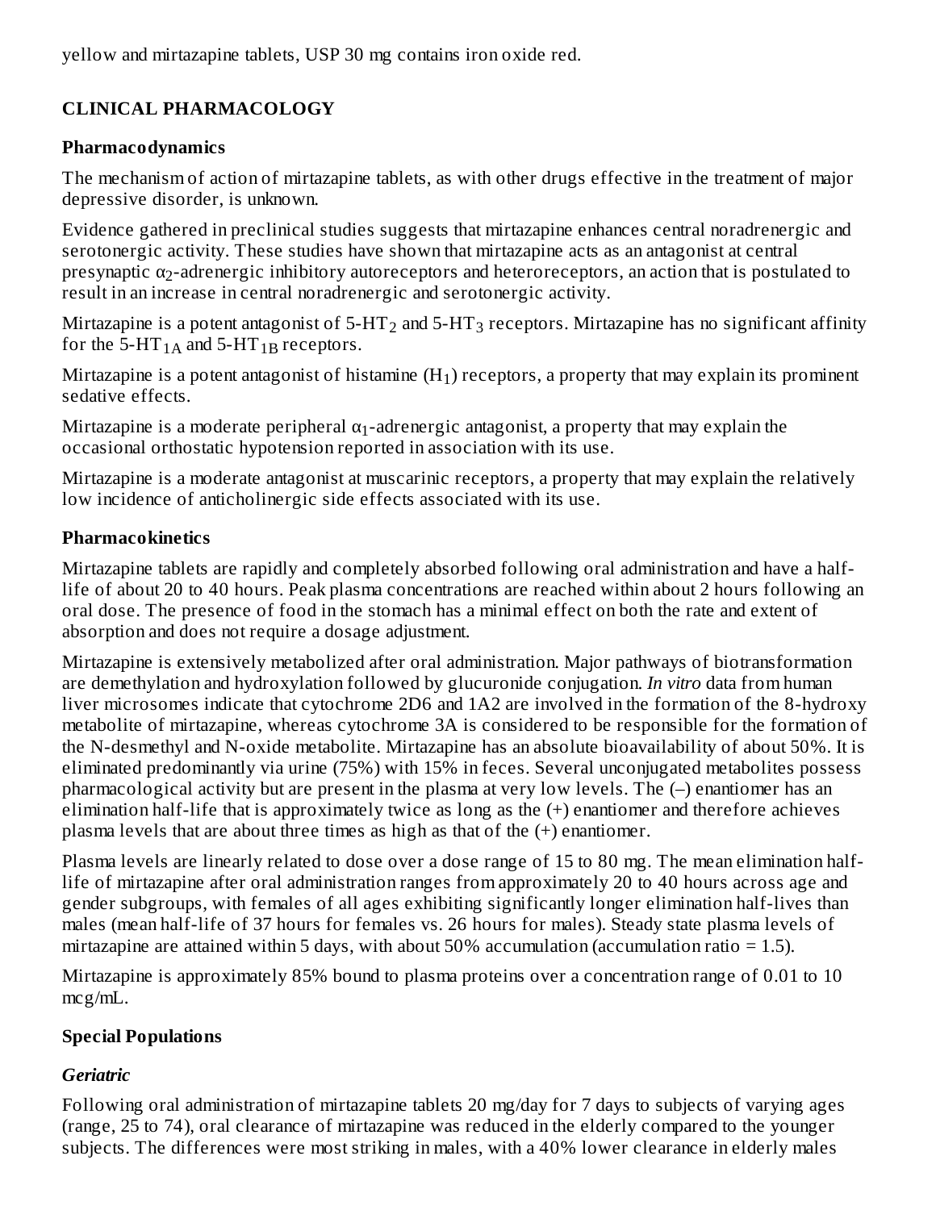yellow and mirtazapine tablets, USP 30 mg contains iron oxide red.

## CLINICAL PHARMACOLOGY

### Pharmacodynamics

The mechanism of action of mirtazapine tablets, as with other drugs effective in the treatment of major depressive disorder, is unknown.

Evidence gathered in preclinical studies suggests that mirtazapine enhances central noradrenergic and serotonergic activity. These studies have shown that mirtazapine acts as an antagonist at central presynaptic $\alpha_2$-adrenergic inhibitory autoreceptors and heteroreceptors, an action that is postulated to result in an increase in central noradrenergic and serotonergic activity.

Mirtazapine is a potent antagonist of 5-$HT_2$ and 5-$HT_3$ receptors. Mirtazapine has no significant affinity for the 5-$HT_{1A}$ and 5-$HT_{1B}$ receptors.

Mirtazapine is a potent antagonist of histamine ($H_1$) receptors, a property that may explain its prominent sedative effects.

Mirtazapine is a moderate peripheral $\alpha_1$-adrenergic antagonist, a property that may explain the occasional orthostatic hypotension reported in association with its use.

Mirtazapine is a moderate antagonist at muscarinic receptors, a property that may explain the relatively low incidence of anticholinergic side effects associated with its use.

### Pharmacokinetics

Mirtazapine tablets are rapidly and completely absorbed following oral administration and have a half-life of about 20 to 40 hours. Peak plasma concentrations are reached within about 2 hours following an oral dose. The presence of food in the stomach has a minimal effect on both the rate and extent of absorption and does not require a dosage adjustment.

Mirtazapine is extensively metabolized after oral administration. Major pathways of biotransformation are demethylation and hydroxylation followed by glucuronide conjugation. *In vitro* data from human liver microsomes indicate that cytochrome 2D6 and 1A2 are involved in the formation of the 8-hydroxy metabolite of mirtazapine, whereas cytochrome 3A is considered to be responsible for the formation of the N-desmethyl and N-oxide metabolite. Mirtazapine has an absolute bioavailability of about 50%. It is eliminated predominantly via urine (75%) with 15% in feces. Several unconjugated metabolites possess pharmacological activity but are present in the plasma at very low levels. The (–) enantiomer has an elimination half-life that is approximately twice as long as the (+) enantiomer and therefore achieves plasma levels that are about three times as high as that of the (+) enantiomer.

Plasma levels are linearly related to dose over a dose range of 15 to 80 mg. The mean elimination half-life of mirtazapine after oral administration ranges from approximately 20 to 40 hours across age and gender subgroups, with females of all ages exhibiting significantly longer elimination half-lives than males (mean half-life of 37 hours for females vs. 26 hours for males). Steady state plasma levels of mirtazapine are attained within 5 days, with about 50% accumulation (accumulation ratio = 1.5).

Mirtazapine is approximately 85% bound to plasma proteins over a concentration range of 0.01 to 10 mcg/mL.

### Special Populations

#### *Geriatric*

Following oral administration of mirtazapine tablets 20 mg/day for 7 days to subjects of varying ages (range, 25 to 74), oral clearance of mirtazapine was reduced in the elderly compared to the younger subjects. The differences were most striking in males, with a 40% lower clearance in elderly males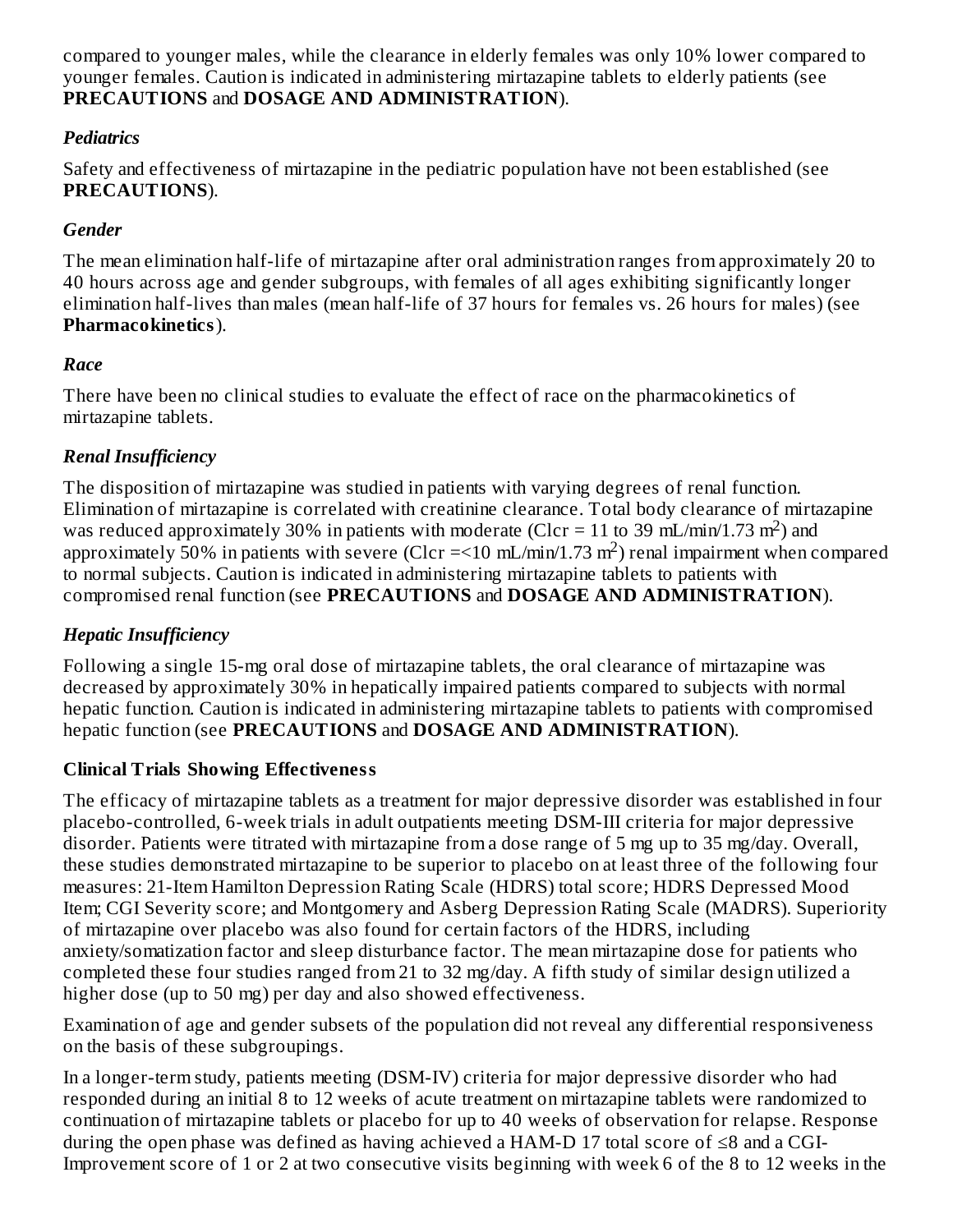compared to younger males, while the clearance in elderly females was only 10% lower compared to younger females. Caution is indicated in administering mirtazapine tablets to elderly patients (see **PRECAUTIONS** and **DOSAGE AND ADMINISTRATION**).

### *Pediatrics*

Safety and effectiveness of mirtazapine in the pediatric population have not been established (see **PRECAUTIONS**).

### *Gender*

The mean elimination half-life of mirtazapine after oral administration ranges from approximately 20 to 40 hours across age and gender subgroups, with females of all ages exhibiting significantly longer elimination half-lives than males (mean half-life of 37 hours for females vs. 26 hours for males) (see **Pharmacokinetics**).

### *Race*

There have been no clinical studies to evaluate the effect of race on the pharmacokinetics of mirtazapine tablets.

### *Renal Insufficiency*

The disposition of mirtazapine was studied in patients with varying degrees of renal function. Elimination of mirtazapine is correlated with creatinine clearance. Total body clearance of mirtazapine was reduced approximately 30% in patients with moderate (Clcr = 11 to 39 mL/min/1.73 $m^2$) and approximately 50% in patients with severe (Clcr =<10 mL/min/1.73 $m^2$) renal impairment when compared to normal subjects. Caution is indicated in administering mirtazapine tablets to patients with compromised renal function (see **PRECAUTIONS** and **DOSAGE AND ADMINISTRATION**).

### *Hepatic Insufficiency*

Following a single 15-mg oral dose of mirtazapine tablets, the oral clearance of mirtazapine was decreased by approximately 30% in hepatically impaired patients compared to subjects with normal hepatic function. Caution is indicated in administering mirtazapine tablets to patients with compromised hepatic function (see **PRECAUTIONS** and **DOSAGE AND ADMINISTRATION**).

## Clinical Trials Showing Effectiveness

The efficacy of mirtazapine tablets as a treatment for major depressive disorder was established in four placebo-controlled, 6-week trials in adult outpatients meeting DSM-III criteria for major depressive disorder. Patients were titrated with mirtazapine from a dose range of 5 mg up to 35 mg/day. Overall, these studies demonstrated mirtazapine to be superior to placebo on at least three of the following four measures: 21-Item Hamilton Depression Rating Scale (HDRS) total score; HDRS Depressed Mood Item; CGI Severity score; and Montgomery and Asberg Depression Rating Scale (MADRS). Superiority of mirtazapine over placebo was also found for certain factors of the HDRS, including anxiety/somatization factor and sleep disturbance factor. The mean mirtazapine dose for patients who completed these four studies ranged from 21 to 32 mg/day. A fifth study of similar design utilized a higher dose (up to 50 mg) per day and also showed effectiveness.

Examination of age and gender subsets of the population did not reveal any differential responsiveness on the basis of these subgroupings.

In a longer-term study, patients meeting (DSM-IV) criteria for major depressive disorder who had responded during an initial 8 to 12 weeks of acute treatment on mirtazapine tablets were randomized to continuation of mirtazapine tablets or placebo for up to 40 weeks of observation for relapse. Response during the open phase was defined as having achieved a HAM-D 17 total score of ≤8 and a CGI-Improvement score of 1 or 2 at two consecutive visits beginning with week 6 of the 8 to 12 weeks in the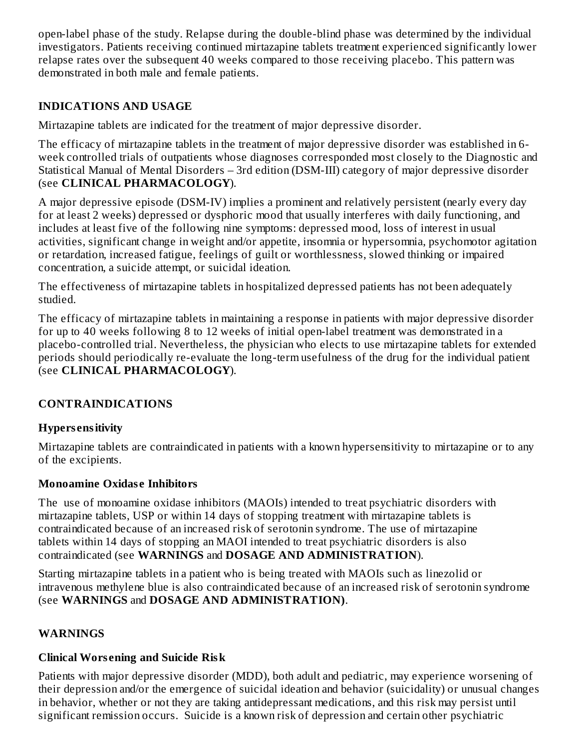open-label phase of the study. Relapse during the double-blind phase was determined by the individual investigators. Patients receiving continued mirtazapine tablets treatment experienced significantly lower relapse rates over the subsequent 40 weeks compared to those receiving placebo. This pattern was demonstrated in both male and female patients.

## INDICATIONS AND USAGE

Mirtazapine tablets are indicated for the treatment of major depressive disorder.

The efficacy of mirtazapine tablets in the treatment of major depressive disorder was established in 6-week controlled trials of outpatients whose diagnoses corresponded most closely to the Diagnostic and Statistical Manual of Mental Disorders – 3rd edition (DSM-III) category of major depressive disorder (see **CLINICAL PHARMACOLOGY**).

A major depressive episode (DSM-IV) implies a prominent and relatively persistent (nearly every day for at least 2 weeks) depressed or dysphoric mood that usually interferes with daily functioning, and includes at least five of the following nine symptoms: depressed mood, loss of interest in usual activities, significant change in weight and/or appetite, insomnia or hypersomnia, psychomotor agitation or retardation, increased fatigue, feelings of guilt or worthlessness, slowed thinking or impaired concentration, a suicide attempt, or suicidal ideation.

The effectiveness of mirtazapine tablets in hospitalized depressed patients has not been adequately studied.

The efficacy of mirtazapine tablets in maintaining a response in patients with major depressive disorder for up to 40 weeks following 8 to 12 weeks of initial open-label treatment was demonstrated in a placebo-controlled trial. Nevertheless, the physician who elects to use mirtazapine tablets for extended periods should periodically re-evaluate the long-term usefulness of the drug for the individual patient (see **CLINICAL PHARMACOLOGY**).

## CONTRAINDICATIONS

### Hypersensitivity

Mirtazapine tablets are contraindicated in patients with a known hypersensitivity to mirtazapine or to any of the excipients.

### Monoamine Oxidase Inhibitors

The use of monoamine oxidase inhibitors (MAOIs) intended to treat psychiatric disorders with mirtazapine tablets, USP or within 14 days of stopping treatment with mirtazapine tablets is contraindicated because of an increased risk of serotonin syndrome. The use of mirtazapine tablets within 14 days of stopping an MAOI intended to treat psychiatric disorders is also contraindicated (see **WARNINGS** and **DOSAGE AND ADMINISTRATION**).

Starting mirtazapine tablets in a patient who is being treated with MAOIs such as linezolid or intravenous methylene blue is also contraindicated because of an increased risk of serotonin syndrome (see **WARNINGS** and **DOSAGE AND ADMINISTRATION)**.

## WARNINGS

### Clinical Worsening and Suicide Risk

Patients with major depressive disorder (MDD), both adult and pediatric, may experience worsening of their depression and/or the emergence of suicidal ideation and behavior (suicidality) or unusual changes in behavior, whether or not they are taking antidepressant medications, and this risk may persist until significant remission occurs. Suicide is a known risk of depression and certain other psychiatric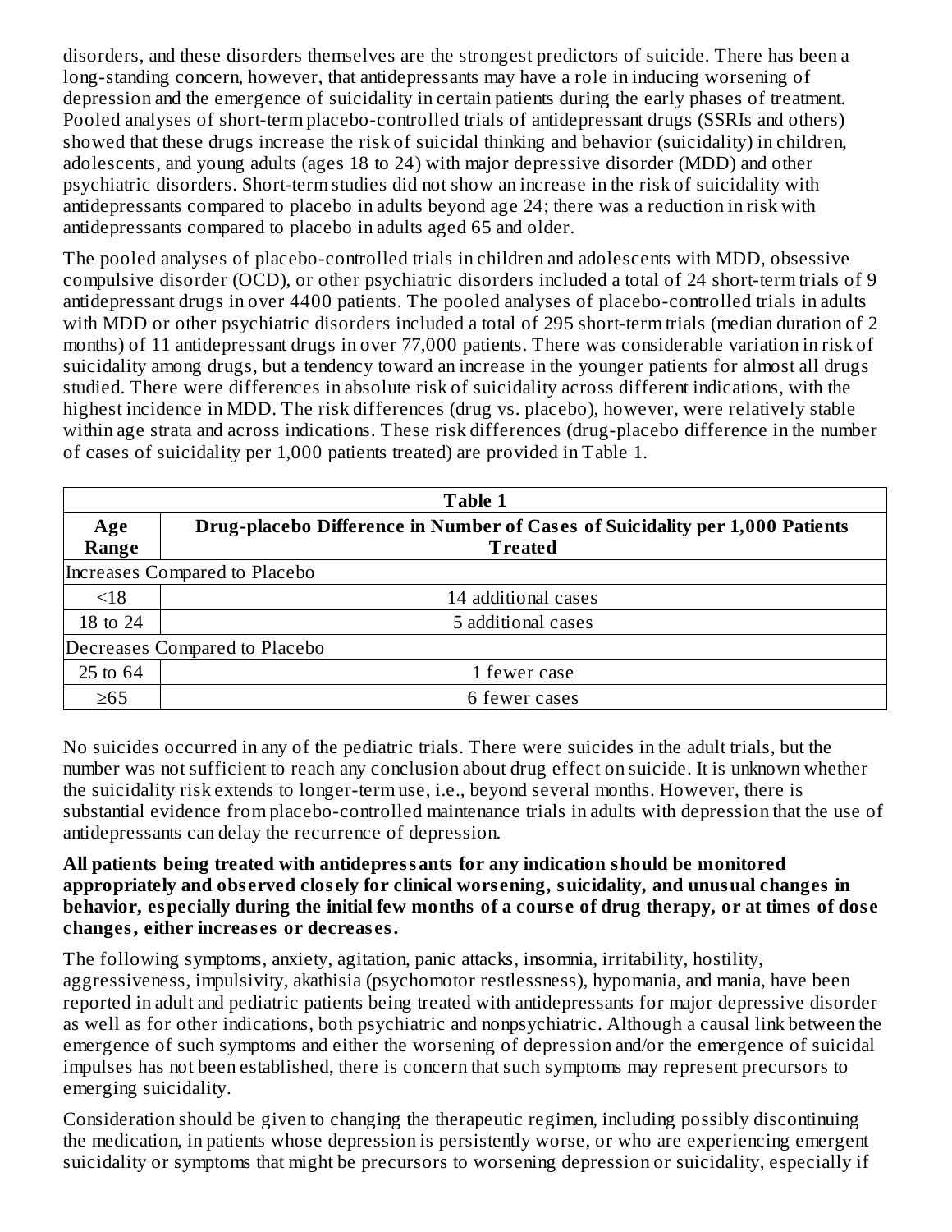disorders, and these disorders themselves are the strongest predictors of suicide. There has been a long-standing concern, however, that antidepressants may have a role in inducing worsening of depression and the emergence of suicidality in certain patients during the early phases of treatment. Pooled analyses of short-term placebo-controlled trials of antidepressant drugs (SSRIs and others) showed that these drugs increase the risk of suicidal thinking and behavior (suicidality) in children, adolescents, and young adults (ages 18 to 24) with major depressive disorder (MDD) and other psychiatric disorders. Short-term studies did not show an increase in the risk of suicidality with antidepressants compared to placebo in adults beyond age 24; there was a reduction in risk with antidepressants compared to placebo in adults aged 65 and older.

The pooled analyses of placebo-controlled trials in children and adolescents with MDD, obsessive compulsive disorder (OCD), or other psychiatric disorders included a total of 24 short-term trials of 9 antidepressant drugs in over 4400 patients. The pooled analyses of placebo-controlled trials in adults with MDD or other psychiatric disorders included a total of 295 short-term trials (median duration of 2 months) of 11 antidepressant drugs in over 77,000 patients. There was considerable variation in risk of suicidality among drugs, but a tendency toward an increase in the younger patients for almost all drugs studied. There were differences in absolute risk of suicidality across different indications, with the highest incidence in MDD. The risk differences (drug vs. placebo), however, were relatively stable within age strata and across indications. These risk differences (drug-placebo difference in the number of cases of suicidality per 1,000 patients treated) are provided in Table 1.

**Table 1**

| Age Range | Drug-placebo Difference in Number of Cases of Suicidality per 1,000 Patients Treated |
|---|---|
| Increases Compared to Placebo | |
| <18 | 14 additional cases |
| 18 to 24 | 5 additional cases |
| Decreases Compared to Placebo | |
| 25 to 64 | 1 fewer case |
| ≥65 | 6 fewer cases |

No suicides occurred in any of the pediatric trials. There were suicides in the adult trials, but the number was not sufficient to reach any conclusion about drug effect on suicide. It is unknown whether the suicidality risk extends to longer-term use, i.e., beyond several months. However, there is substantial evidence from placebo-controlled maintenance trials in adults with depression that the use of antidepressants can delay the recurrence of depression.

**All patients being treated with antidepressants for any indication should be monitored appropriately and observed closely for clinical worsening, suicidality, and unusual changes in behavior, especially during the initial few months of a course of drug therapy, or at times of dose changes, either increases or decreases.**

The following symptoms, anxiety, agitation, panic attacks, insomnia, irritability, hostility, aggressiveness, impulsivity, akathisia (psychomotor restlessness), hypomania, and mania, have been reported in adult and pediatric patients being treated with antidepressants for major depressive disorder as well as for other indications, both psychiatric and nonpsychiatric. Although a causal link between the emergence of such symptoms and either the worsening of depression and/or the emergence of suicidal impulses has not been established, there is concern that such symptoms may represent precursors to emerging suicidality.

Consideration should be given to changing the therapeutic regimen, including possibly discontinuing the medication, in patients whose depression is persistently worse, or who are experiencing emergent suicidality or symptoms that might be precursors to worsening depression or suicidality, especially if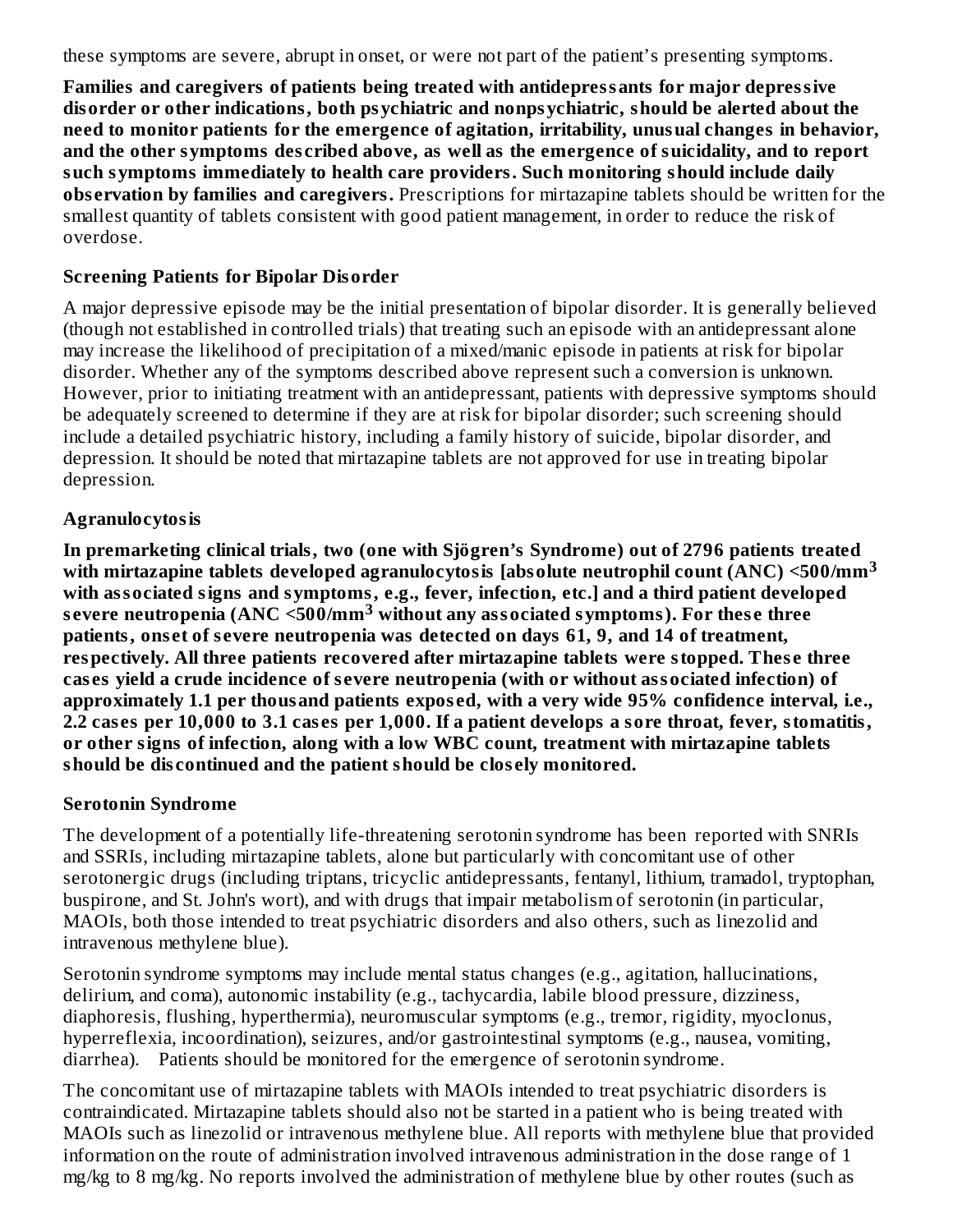these symptoms are severe, abrupt in onset, or were not part of the patient's presenting symptoms.

**Families and caregivers of patients being treated with antidepressants for major depressive disorder or other indications, both psychiatric and nonpsychiatric, should be alerted about the need to monitor patients for the emergence of agitation, irritability, unusual changes in behavior, and the other symptoms described above, as well as the emergence of suicidality, and to report such symptoms immediately to health care providers. Such monitoring should include daily observation by families and caregivers.** Prescriptions for mirtazapine tablets should be written for the smallest quantity of tablets consistent with good patient management, in order to reduce the risk of overdose.

### Screening Patients for Bipolar Disorder

A major depressive episode may be the initial presentation of bipolar disorder. It is generally believed (though not established in controlled trials) that treating such an episode with an antidepressant alone may increase the likelihood of precipitation of a mixed/manic episode in patients at risk for bipolar disorder. Whether any of the symptoms described above represent such a conversion is unknown. However, prior to initiating treatment with an antidepressant, patients with depressive symptoms should be adequately screened to determine if they are at risk for bipolar disorder; such screening should include a detailed psychiatric history, including a family history of suicide, bipolar disorder, and depression. It should be noted that mirtazapine tablets are not approved for use in treating bipolar depression.

### Agranulocytosis

**In premarketing clinical trials, two (one with Sjögren's Syndrome) out of 2796 patients treated with mirtazapine tablets developed agranulocytosis [absolute neutrophil count (ANC) <500/mm$^3$ with associated signs and symptoms, e.g., fever, infection, etc.] and a third patient developed severe neutropenia (ANC <500/mm$^3$ without any associated symptoms). For these three patients, onset of severe neutropenia was detected on days 61, 9, and 14 of treatment, respectively. All three patients recovered after mirtazapine tablets were stopped. These three cases yield a crude incidence of severe neutropenia (with or without associated infection) of approximately 1.1 per thousand patients exposed, with a very wide 95% confidence interval, i.e., 2.2 cases per 10,000 to 3.1 cases per 1,000. If a patient develops a sore throat, fever, stomatitis, or other signs of infection, along with a low WBC count, treatment with mirtazapine tablets should be discontinued and the patient should be closely monitored.**

### Serotonin Syndrome

The development of a potentially life-threatening serotonin syndrome has been reported with SNRIs and SSRIs, including mirtazapine tablets, alone but particularly with concomitant use of other serotonergic drugs (including triptans, tricyclic antidepressants, fentanyl, lithium, tramadol, tryptophan, buspirone, and St. John's wort), and with drugs that impair metabolism of serotonin (in particular, MAOIs, both those intended to treat psychiatric disorders and also others, such as linezolid and intravenous methylene blue).

Serotonin syndrome symptoms may include mental status changes (e.g., agitation, hallucinations, delirium, and coma), autonomic instability (e.g., tachycardia, labile blood pressure, dizziness, diaphoresis, flushing, hyperthermia), neuromuscular symptoms (e.g., tremor, rigidity, myoclonus, hyperreflexia, incoordination), seizures, and/or gastrointestinal symptoms (e.g., nausea, vomiting, diarrhea). Patients should be monitored for the emergence of serotonin syndrome.

The concomitant use of mirtazapine tablets with MAOIs intended to treat psychiatric disorders is contraindicated. Mirtazapine tablets should also not be started in a patient who is being treated with MAOIs such as linezolid or intravenous methylene blue. All reports with methylene blue that provided information on the route of administration involved intravenous administration in the dose range of 1 mg/kg to 8 mg/kg. No reports involved the administration of methylene blue by other routes (such as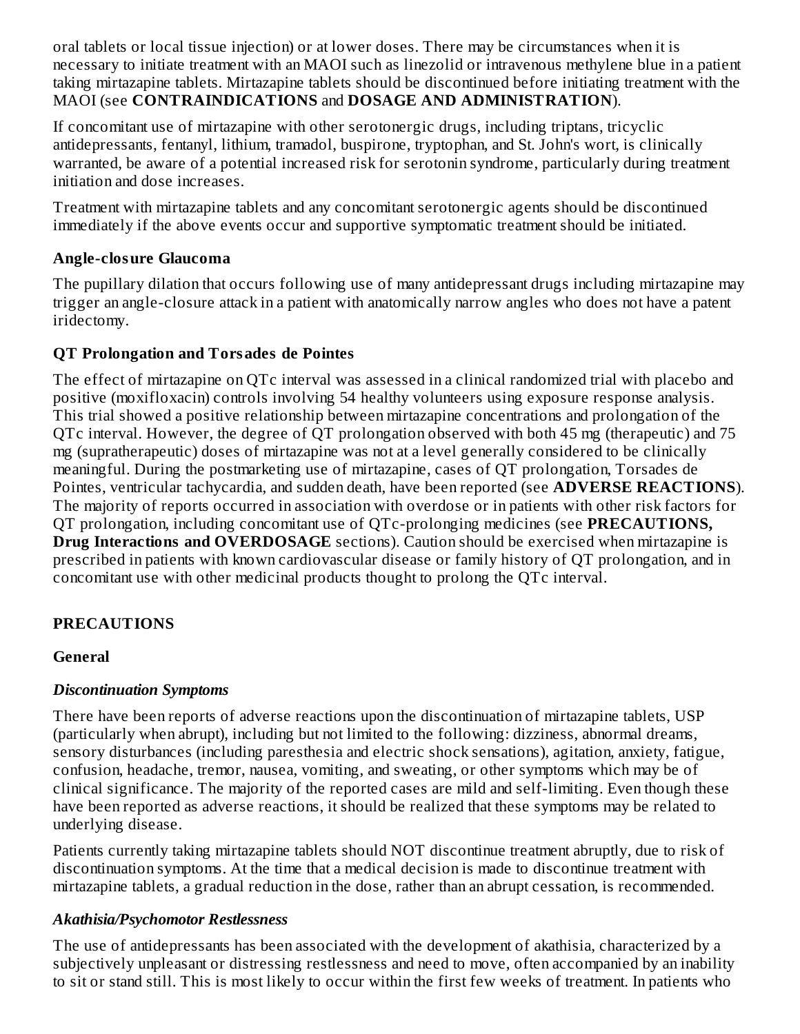oral tablets or local tissue injection) or at lower doses. There may be circumstances when it is necessary to initiate treatment with an MAOI such as linezolid or intravenous methylene blue in a patient taking mirtazapine tablets. Mirtazapine tablets should be discontinued before initiating treatment with the MAOI (see **CONTRAINDICATIONS** and **DOSAGE AND ADMINISTRATION**).

If concomitant use of mirtazapine with other serotonergic drugs, including triptans, tricyclic antidepressants, fentanyl, lithium, tramadol, buspirone, tryptophan, and St. John's wort, is clinically warranted, be aware of a potential increased risk for serotonin syndrome, particularly during treatment initiation and dose increases.

Treatment with mirtazapine tablets and any concomitant serotonergic agents should be discontinued immediately if the above events occur and supportive symptomatic treatment should be initiated.

### Angle-closure Glaucoma

The pupillary dilation that occurs following use of many antidepressant drugs including mirtazapine may trigger an angle-closure attack in a patient with anatomically narrow angles who does not have a patent iridectomy.

### QT Prolongation and Torsades de Pointes

The effect of mirtazapine on QTc interval was assessed in a clinical randomized trial with placebo and positive (moxifloxacin) controls involving 54 healthy volunteers using exposure response analysis. This trial showed a positive relationship between mirtazapine concentrations and prolongation of the QTc interval. However, the degree of QT prolongation observed with both 45 mg (therapeutic) and 75 mg (supratherapeutic) doses of mirtazapine was not at a level generally considered to be clinically meaningful. During the postmarketing use of mirtazapine, cases of QT prolongation, Torsades de Pointes, ventricular tachycardia, and sudden death, have been reported (see **ADVERSE REACTIONS**). The majority of reports occurred in association with overdose or in patients with other risk factors for QT prolongation, including concomitant use of QTc-prolonging medicines (see **PRECAUTIONS, Drug Interactions and OVERDOSAGE** sections). Caution should be exercised when mirtazapine is prescribed in patients with known cardiovascular disease or family history of QT prolongation, and in concomitant use with other medicinal products thought to prolong the QTc interval.

## PRECAUTIONS

### General

#### *Discontinuation Symptoms*

There have been reports of adverse reactions upon the discontinuation of mirtazapine tablets, USP (particularly when abrupt), including but not limited to the following: dizziness, abnormal dreams, sensory disturbances (including paresthesia and electric shock sensations), agitation, anxiety, fatigue, confusion, headache, tremor, nausea, vomiting, and sweating, or other symptoms which may be of clinical significance. The majority of the reported cases are mild and self-limiting. Even though these have been reported as adverse reactions, it should be realized that these symptoms may be related to underlying disease.

Patients currently taking mirtazapine tablets should NOT discontinue treatment abruptly, due to risk of discontinuation symptoms. At the time that a medical decision is made to discontinue treatment with mirtazapine tablets, a gradual reduction in the dose, rather than an abrupt cessation, is recommended.

#### *Akathisia/Psychomotor Restlessness*

The use of antidepressants has been associated with the development of akathisia, characterized by a subjectively unpleasant or distressing restlessness and need to move, often accompanied by an inability to sit or stand still. This is most likely to occur within the first few weeks of treatment. In patients who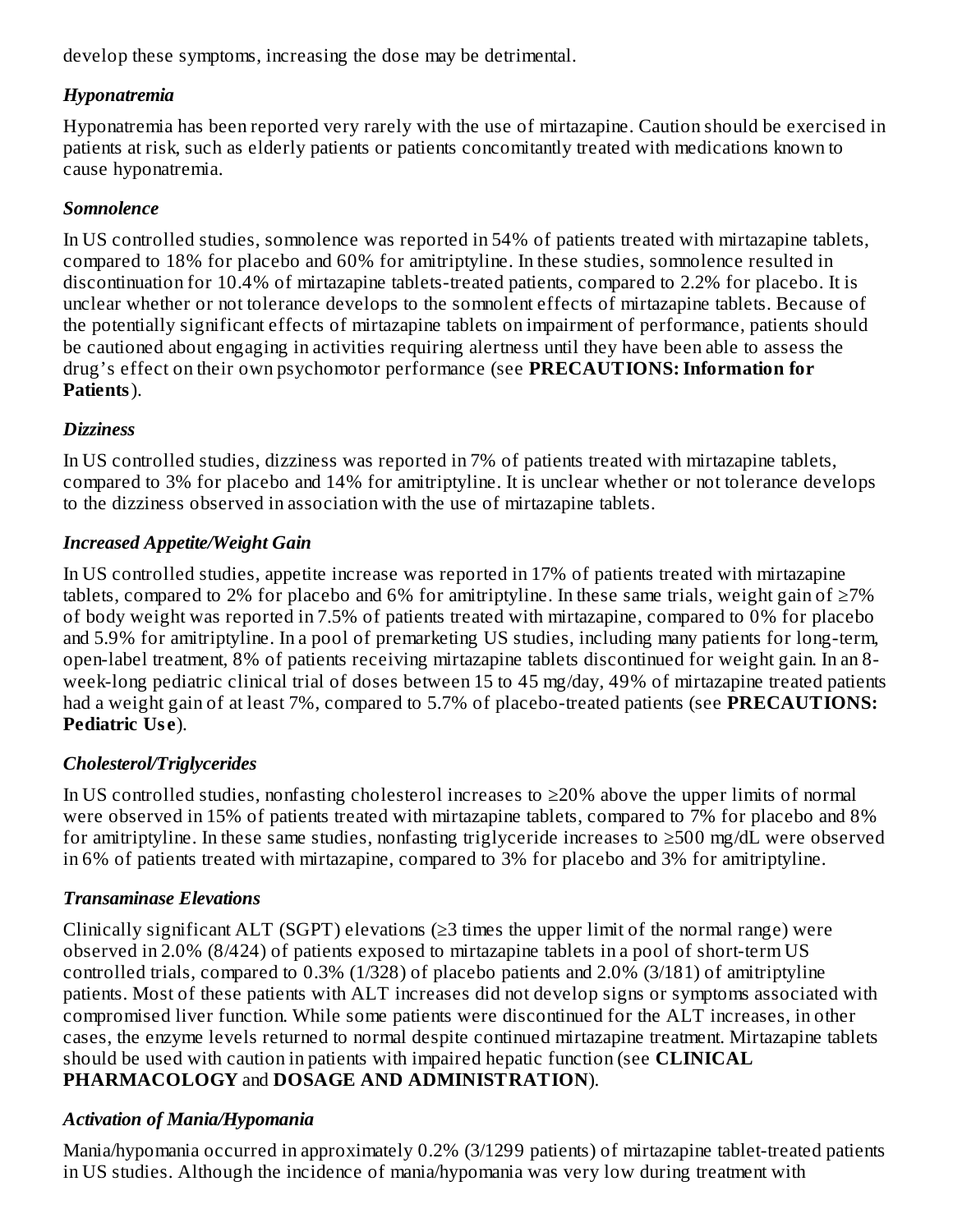develop these symptoms, increasing the dose may be detrimental.

### *Hyponatremia*

Hyponatremia has been reported very rarely with the use of mirtazapine. Caution should be exercised in patients at risk, such as elderly patients or patients concomitantly treated with medications known to cause hyponatremia.

### *Somnolence*

In US controlled studies, somnolence was reported in 54% of patients treated with mirtazapine tablets, compared to 18% for placebo and 60% for amitriptyline. In these studies, somnolence resulted in discontinuation for 10.4% of mirtazapine tablets-treated patients, compared to 2.2% for placebo. It is unclear whether or not tolerance develops to the somnolent effects of mirtazapine tablets. Because of the potentially significant effects of mirtazapine tablets on impairment of performance, patients should be cautioned about engaging in activities requiring alertness until they have been able to assess the drug's effect on their own psychomotor performance (see **PRECAUTIONS: Information for Patients**).

### *Dizziness*

In US controlled studies, dizziness was reported in 7% of patients treated with mirtazapine tablets, compared to 3% for placebo and 14% for amitriptyline. It is unclear whether or not tolerance develops to the dizziness observed in association with the use of mirtazapine tablets.

### *Increased Appetite/Weight Gain*

In US controlled studies, appetite increase was reported in 17% of patients treated with mirtazapine tablets, compared to 2% for placebo and 6% for amitriptyline. In these same trials, weight gain of ≥7% of body weight was reported in 7.5% of patients treated with mirtazapine, compared to 0% for placebo and 5.9% for amitriptyline. In a pool of premarketing US studies, including many patients for long-term, open-label treatment, 8% of patients receiving mirtazapine tablets discontinued for weight gain. In an 8-week-long pediatric clinical trial of doses between 15 to 45 mg/day, 49% of mirtazapine treated patients had a weight gain of at least 7%, compared to 5.7% of placebo-treated patients (see **PRECAUTIONS: Pediatric Use**).

### *Cholesterol/Triglycerides*

In US controlled studies, nonfasting cholesterol increases to ≥20% above the upper limits of normal were observed in 15% of patients treated with mirtazapine tablets, compared to 7% for placebo and 8% for amitriptyline. In these same studies, nonfasting triglyceride increases to ≥500 mg/dL were observed in 6% of patients treated with mirtazapine, compared to 3% for placebo and 3% for amitriptyline.

### *Transaminase Elevations*

Clinically significant ALT (SGPT) elevations (≥3 times the upper limit of the normal range) were observed in 2.0% (8/424) of patients exposed to mirtazapine tablets in a pool of short-term US controlled trials, compared to 0.3% (1/328) of placebo patients and 2.0% (3/181) of amitriptyline patients. Most of these patients with ALT increases did not develop signs or symptoms associated with compromised liver function. While some patients were discontinued for the ALT increases, in other cases, the enzyme levels returned to normal despite continued mirtazapine treatment. Mirtazapine tablets should be used with caution in patients with impaired hepatic function (see **CLINICAL PHARMACOLOGY** and **DOSAGE AND ADMINISTRATION**).

### *Activation of Mania/Hypomania*

Mania/hypomania occurred in approximately 0.2% (3/1299 patients) of mirtazapine tablet-treated patients in US studies. Although the incidence of mania/hypomania was very low during treatment with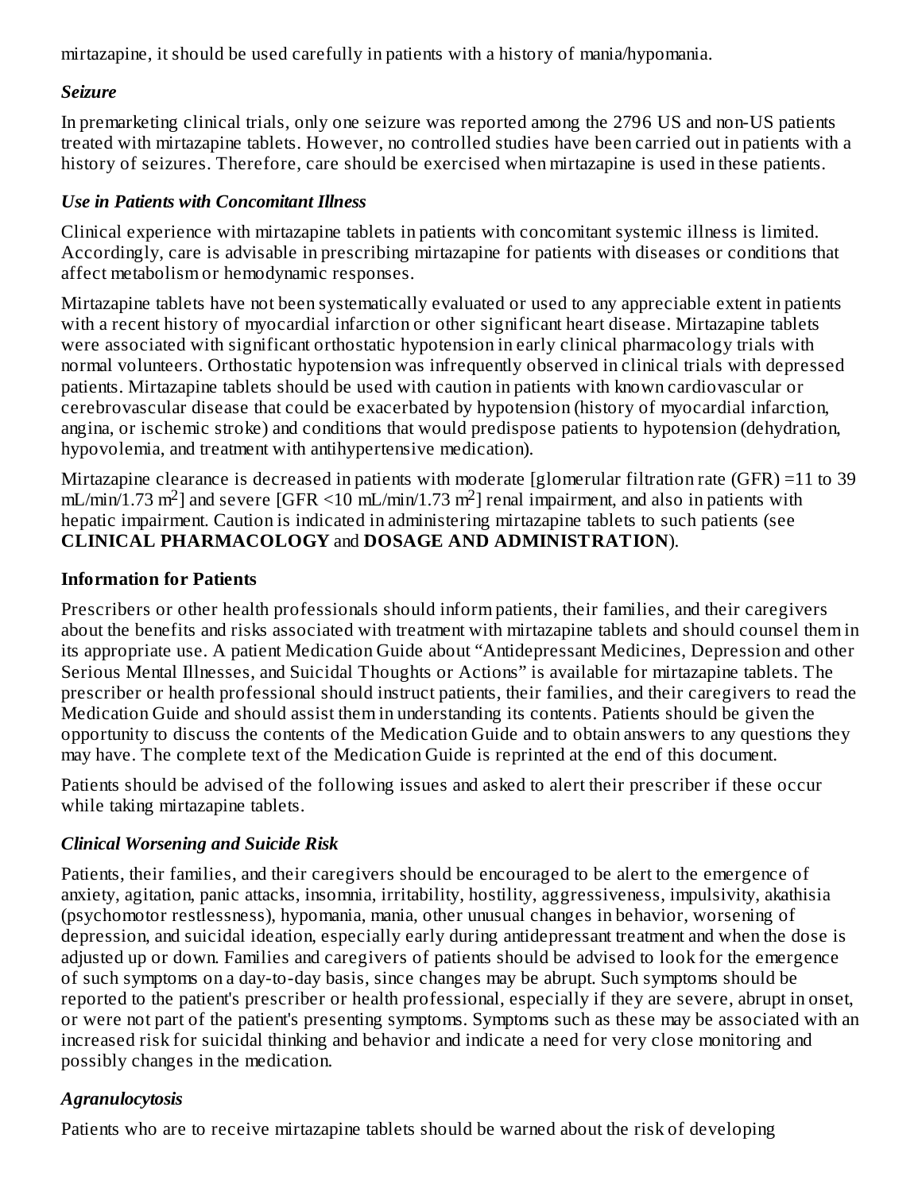mirtazapine, it should be used carefully in patients with a history of mania/hypomania.

***Seizure***

In premarketing clinical trials, only one seizure was reported among the 2796 US and non-US patients treated with mirtazapine tablets. However, no controlled studies have been carried out in patients with a history of seizures. Therefore, care should be exercised when mirtazapine is used in these patients.

***Use in Patients with Concomitant Illness***

Clinical experience with mirtazapine tablets in patients with concomitant systemic illness is limited. Accordingly, care is advisable in prescribing mirtazapine for patients with diseases or conditions that affect metabolism or hemodynamic responses.

Mirtazapine tablets have not been systematically evaluated or used to any appreciable extent in patients with a recent history of myocardial infarction or other significant heart disease. Mirtazapine tablets were associated with significant orthostatic hypotension in early clinical pharmacology trials with normal volunteers. Orthostatic hypotension was infrequently observed in clinical trials with depressed patients. Mirtazapine tablets should be used with caution in patients with known cardiovascular or cerebrovascular disease that could be exacerbated by hypotension (history of myocardial infarction, angina, or ischemic stroke) and conditions that would predispose patients to hypotension (dehydration, hypovolemia, and treatment with antihypertensive medication).

Mirtazapine clearance is decreased in patients with moderate [glomerular filtration rate (GFR) =11 to 39 mL/min/1.73 $m^2$] and severe [GFR <10 mL/min/1.73 $m^2$] renal impairment, and also in patients with hepatic impairment. Caution is indicated in administering mirtazapine tablets to such patients (see **CLINICAL PHARMACOLOGY** and **DOSAGE AND ADMINISTRATION**).

## Information for Patients

Prescribers or other health professionals should inform patients, their families, and their caregivers about the benefits and risks associated with treatment with mirtazapine tablets and should counsel them in its appropriate use. A patient Medication Guide about "Antidepressant Medicines, Depression and other Serious Mental Illnesses, and Suicidal Thoughts or Actions" is available for mirtazapine tablets. The prescriber or health professional should instruct patients, their families, and their caregivers to read the Medication Guide and should assist them in understanding its contents. Patients should be given the opportunity to discuss the contents of the Medication Guide and to obtain answers to any questions they may have. The complete text of the Medication Guide is reprinted at the end of this document.

Patients should be advised of the following issues and asked to alert their prescriber if these occur while taking mirtazapine tablets.

***Clinical Worsening and Suicide Risk***

Patients, their families, and their caregivers should be encouraged to be alert to the emergence of anxiety, agitation, panic attacks, insomnia, irritability, hostility, aggressiveness, impulsivity, akathisia (psychomotor restlessness), hypomania, mania, other unusual changes in behavior, worsening of depression, and suicidal ideation, especially early during antidepressant treatment and when the dose is adjusted up or down. Families and caregivers of patients should be advised to look for the emergence of such symptoms on a day-to-day basis, since changes may be abrupt. Such symptoms should be reported to the patient's prescriber or health professional, especially if they are severe, abrupt in onset, or were not part of the patient's presenting symptoms. Symptoms such as these may be associated with an increased risk for suicidal thinking and behavior and indicate a need for very close monitoring and possibly changes in the medication.

***Agranulocytosis***

Patients who are to receive mirtazapine tablets should be warned about the risk of developing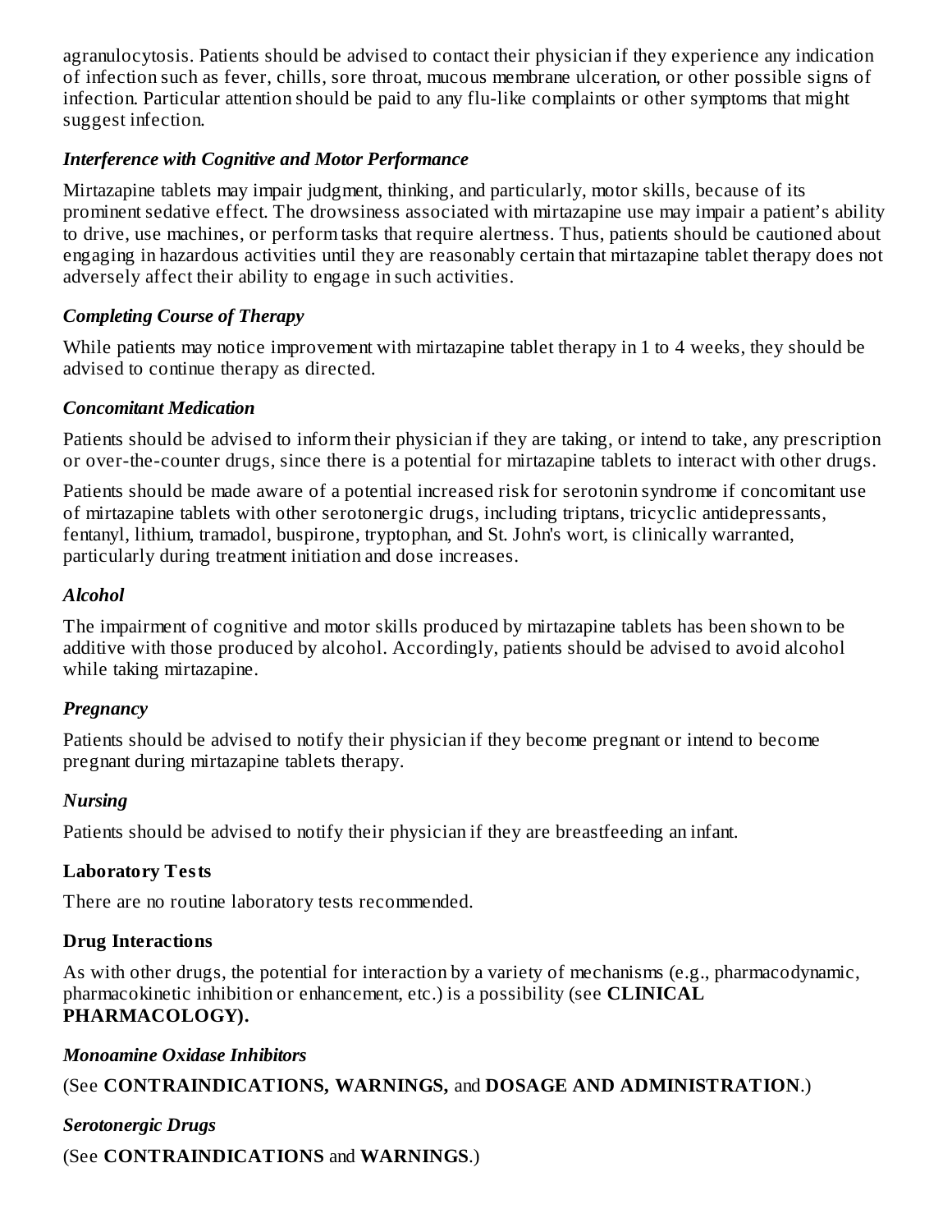agranulocytosis. Patients should be advised to contact their physician if they experience any indication of infection such as fever, chills, sore throat, mucous membrane ulceration, or other possible signs of infection. Particular attention should be paid to any flu-like complaints or other symptoms that might suggest infection.

***Interference with Cognitive and Motor Performance***

Mirtazapine tablets may impair judgment, thinking, and particularly, motor skills, because of its prominent sedative effect. The drowsiness associated with mirtazapine use may impair a patient's ability to drive, use machines, or perform tasks that require alertness. Thus, patients should be cautioned about engaging in hazardous activities until they are reasonably certain that mirtazapine tablet therapy does not adversely affect their ability to engage in such activities.

***Completing Course of Therapy***

While patients may notice improvement with mirtazapine tablet therapy in 1 to 4 weeks, they should be advised to continue therapy as directed.

***Concomitant Medication***

Patients should be advised to inform their physician if they are taking, or intend to take, any prescription or over-the-counter drugs, since there is a potential for mirtazapine tablets to interact with other drugs.

Patients should be made aware of a potential increased risk for serotonin syndrome if concomitant use of mirtazapine tablets with other serotonergic drugs, including triptans, tricyclic antidepressants, fentanyl, lithium, tramadol, buspirone, tryptophan, and St. John's wort, is clinically warranted, particularly during treatment initiation and dose increases.

***Alcohol***

The impairment of cognitive and motor skills produced by mirtazapine tablets has been shown to be additive with those produced by alcohol. Accordingly, patients should be advised to avoid alcohol while taking mirtazapine.

***Pregnancy***

Patients should be advised to notify their physician if they become pregnant or intend to become pregnant during mirtazapine tablets therapy.

***Nursing***

Patients should be advised to notify their physician if they are breastfeeding an infant.

**Laboratory Tests**

There are no routine laboratory tests recommended.

**Drug Interactions**

As with other drugs, the potential for interaction by a variety of mechanisms (e.g., pharmacodynamic, pharmacokinetic inhibition or enhancement, etc.) is a possibility (see **CLINICAL PHARMACOLOGY).**

***Monoamine Oxidase Inhibitors***

(See **CONTRAINDICATIONS, WARNINGS,** and **DOSAGE AND ADMINISTRATION**.)

***Serotonergic Drugs***

(See **CONTRAINDICATIONS** and **WARNINGS**.)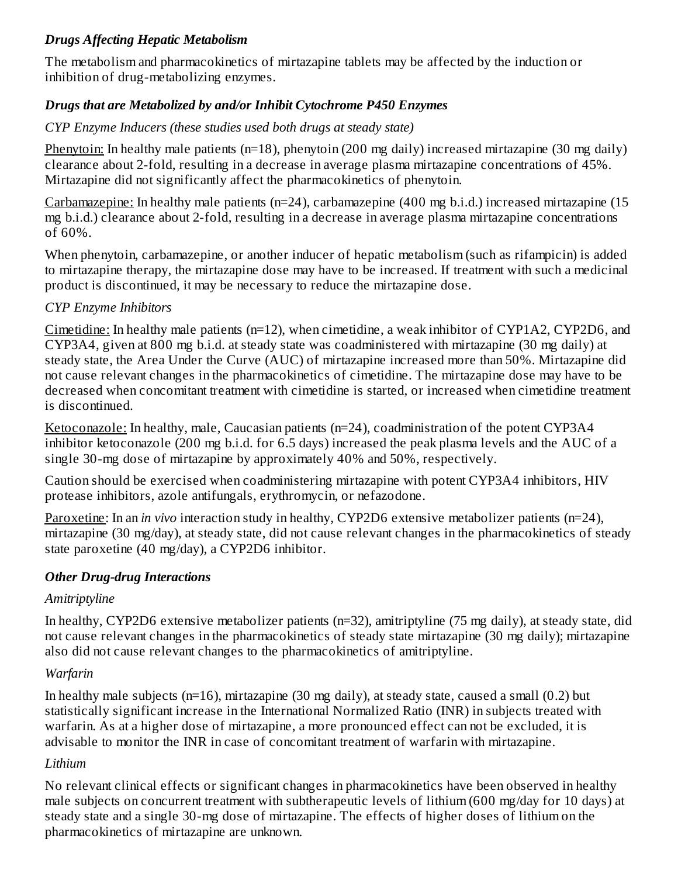### *Drugs Affecting Hepatic Metabolism*

The metabolism and pharmacokinetics of mirtazapine tablets may be affected by the induction or inhibition of drug-metabolizing enzymes.

### *Drugs that are Metabolized by and/or Inhibit Cytochrome P450 Enzymes*

*CYP Enzyme Inducers (these studies used both drugs at steady state)*

Phenytoin: In healthy male patients (n=18), phenytoin (200 mg daily) increased mirtazapine (30 mg daily) clearance about 2-fold, resulting in a decrease in average plasma mirtazapine concentrations of 45%. Mirtazapine did not significantly affect the pharmacokinetics of phenytoin.

Carbamazepine: In healthy male patients (n=24), carbamazepine (400 mg b.i.d.) increased mirtazapine (15 mg b.i.d.) clearance about 2-fold, resulting in a decrease in average plasma mirtazapine concentrations of 60%.

When phenytoin, carbamazepine, or another inducer of hepatic metabolism (such as rifampicin) is added to mirtazapine therapy, the mirtazapine dose may have to be increased. If treatment with such a medicinal product is discontinued, it may be necessary to reduce the mirtazapine dose.

*CYP Enzyme Inhibitors*

Cimetidine: In healthy male patients (n=12), when cimetidine, a weak inhibitor of CYP1A2, CYP2D6, and CYP3A4, given at 800 mg b.i.d. at steady state was coadministered with mirtazapine (30 mg daily) at steady state, the Area Under the Curve (AUC) of mirtazapine increased more than 50%. Mirtazapine did not cause relevant changes in the pharmacokinetics of cimetidine. The mirtazapine dose may have to be decreased when concomitant treatment with cimetidine is started, or increased when cimetidine treatment is discontinued.

Ketoconazole: In healthy, male, Caucasian patients (n=24), coadministration of the potent CYP3A4 inhibitor ketoconazole (200 mg b.i.d. for 6.5 days) increased the peak plasma levels and the AUC of a single 30-mg dose of mirtazapine by approximately 40% and 50%, respectively.

Caution should be exercised when coadministering mirtazapine with potent CYP3A4 inhibitors, HIV protease inhibitors, azole antifungals, erythromycin, or nefazodone.

Paroxetine: In an *in vivo* interaction study in healthy, CYP2D6 extensive metabolizer patients (n=24), mirtazapine (30 mg/day), at steady state, did not cause relevant changes in the pharmacokinetics of steady state paroxetine (40 mg/day), a CYP2D6 inhibitor.

### *Other Drug-drug Interactions*

*Amitriptyline*

In healthy, CYP2D6 extensive metabolizer patients (n=32), amitriptyline (75 mg daily), at steady state, did not cause relevant changes in the pharmacokinetics of steady state mirtazapine (30 mg daily); mirtazapine also did not cause relevant changes to the pharmacokinetics of amitriptyline.

*Warfarin*

In healthy male subjects (n=16), mirtazapine (30 mg daily), at steady state, caused a small (0.2) but statistically significant increase in the International Normalized Ratio (INR) in subjects treated with warfarin. As at a higher dose of mirtazapine, a more pronounced effect can not be excluded, it is advisable to monitor the INR in case of concomitant treatment of warfarin with mirtazapine.

*Lithium*

No relevant clinical effects or significant changes in pharmacokinetics have been observed in healthy male subjects on concurrent treatment with subtherapeutic levels of lithium (600 mg/day for 10 days) at steady state and a single 30-mg dose of mirtazapine. The effects of higher doses of lithium on the pharmacokinetics of mirtazapine are unknown.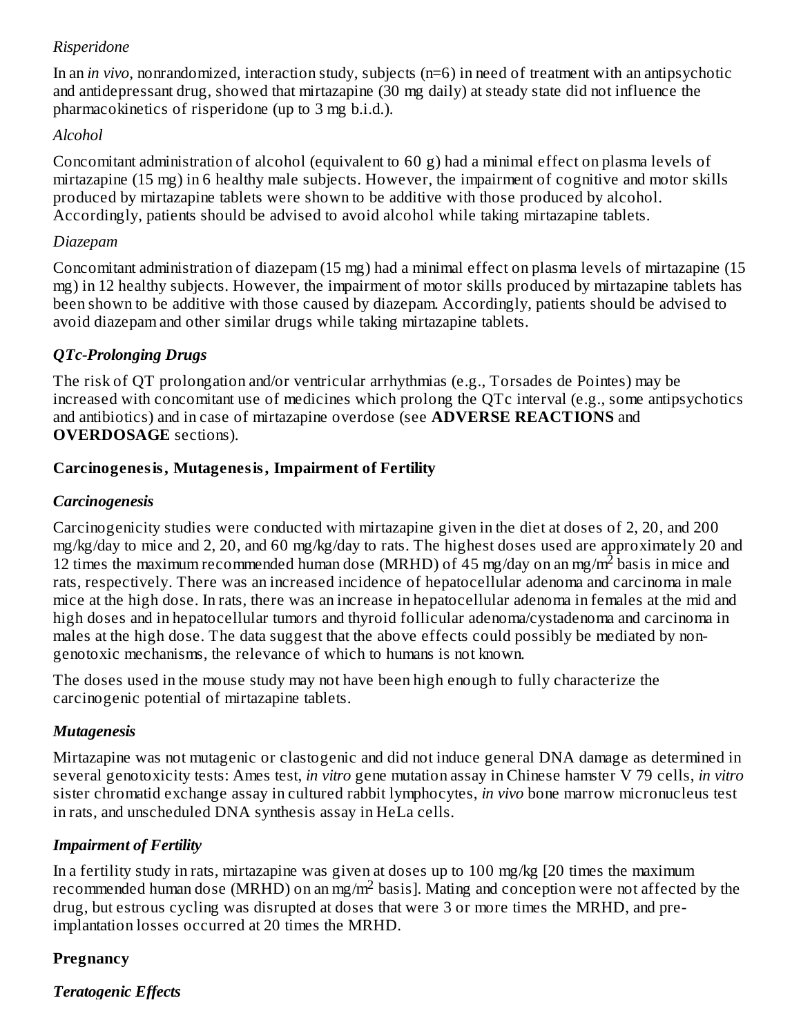*Risperidone*

In an *in vivo*, nonrandomized, interaction study, subjects (n=6) in need of treatment with an antipsychotic and antidepressant drug, showed that mirtazapine (30 mg daily) at steady state did not influence the pharmacokinetics of risperidone (up to 3 mg b.i.d.).

*Alcohol*

Concomitant administration of alcohol (equivalent to 60 g) had a minimal effect on plasma levels of mirtazapine (15 mg) in 6 healthy male subjects. However, the impairment of cognitive and motor skills produced by mirtazapine tablets were shown to be additive with those produced by alcohol. Accordingly, patients should be advised to avoid alcohol while taking mirtazapine tablets.

*Diazepam*

Concomitant administration of diazepam (15 mg) had a minimal effect on plasma levels of mirtazapine (15 mg) in 12 healthy subjects. However, the impairment of motor skills produced by mirtazapine tablets has been shown to be additive with those caused by diazepam. Accordingly, patients should be advised to avoid diazepam and other similar drugs while taking mirtazapine tablets.

***QTc-Prolonging Drugs***

The risk of QT prolongation and/or ventricular arrhythmias (e.g., Torsades de Pointes) may be increased with concomitant use of medicines which prolong the QTc interval (e.g., some antipsychotics and antibiotics) and in case of mirtazapine overdose (see **ADVERSE REACTIONS** and **OVERDOSAGE** sections).

### Carcinogenesis, Mutagenesis, Impairment of Fertility

***Carcinogenesis***

Carcinogenicity studies were conducted with mirtazapine given in the diet at doses of 2, 20, and 200 mg/kg/day to mice and 2, 20, and 60 mg/kg/day to rats. The highest doses used are approximately 20 and 12 times the maximum recommended human dose (MRHD) of 45 mg/day on an mg/$m^2$ basis in mice and rats, respectively. There was an increased incidence of hepatocellular adenoma and carcinoma in male mice at the high dose. In rats, there was an increase in hepatocellular adenoma in females at the mid and high doses and in hepatocellular tumors and thyroid follicular adenoma/cystadenoma and carcinoma in males at the high dose. The data suggest that the above effects could possibly be mediated by non-genotoxic mechanisms, the relevance of which to humans is not known.

The doses used in the mouse study may not have been high enough to fully characterize the carcinogenic potential of mirtazapine tablets.

***Mutagenesis***

Mirtazapine was not mutagenic or clastogenic and did not induce general DNA damage as determined in several genotoxicity tests: Ames test, *in vitro* gene mutation assay in Chinese hamster V 79 cells, *in vitro* sister chromatid exchange assay in cultured rabbit lymphocytes, *in vivo* bone marrow micronucleus test in rats, and unscheduled DNA synthesis assay in HeLa cells.

***Impairment of Fertility***

In a fertility study in rats, mirtazapine was given at doses up to 100 mg/kg [20 times the maximum recommended human dose (MRHD) on an mg/$m^2$ basis]. Mating and conception were not affected by the drug, but estrous cycling was disrupted at doses that were 3 or more times the MRHD, and pre-implantation losses occurred at 20 times the MRHD.

### Pregnancy

***Teratogenic Effects***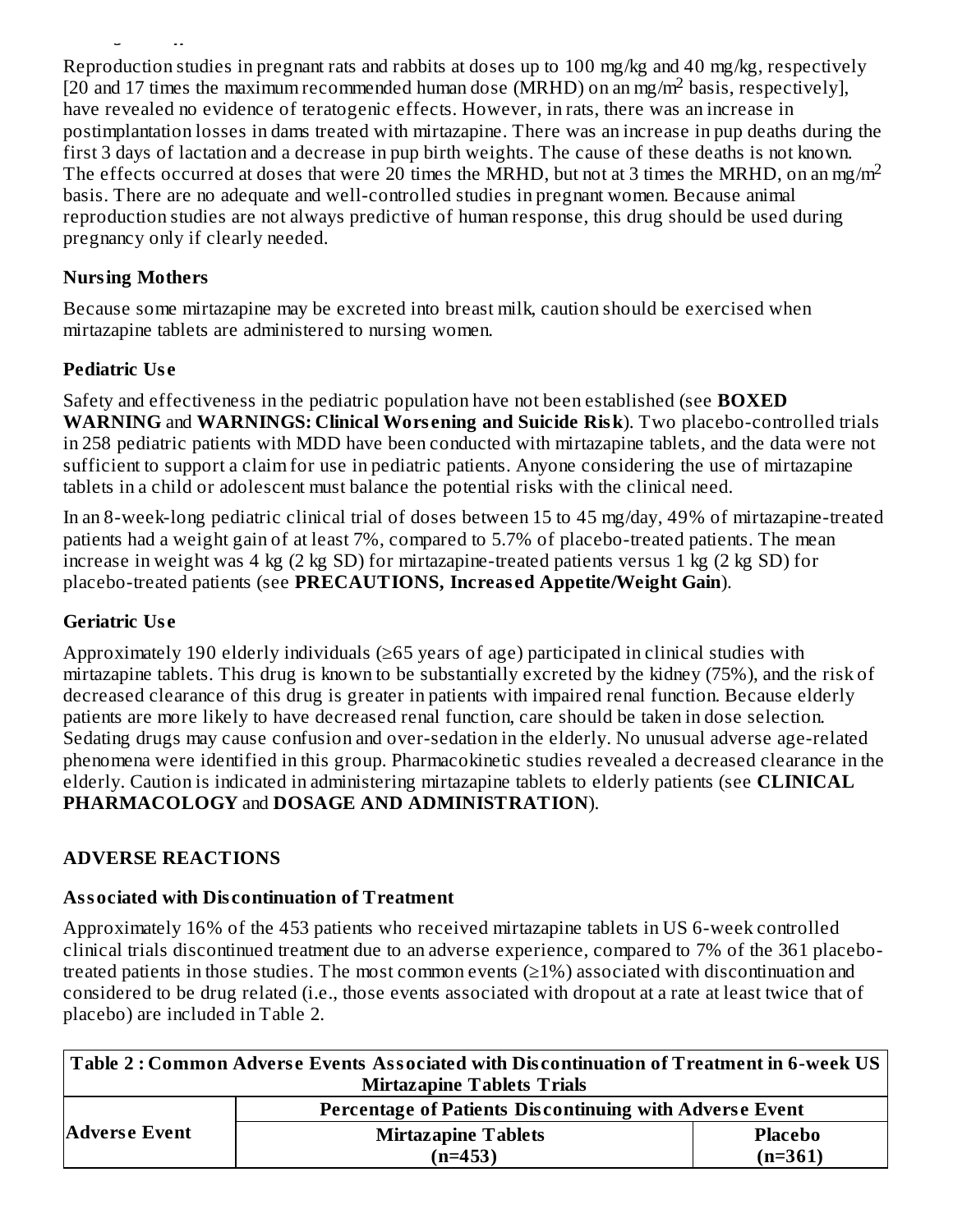Reproduction studies in pregnant rats and rabbits at doses up to 100 mg/kg and 40 mg/kg, respectively [20 and 17 times the maximum recommended human dose (MRHD) on an mg/m$^2$ basis, respectively], have revealed no evidence of teratogenic effects. However, in rats, there was an increase in postimplantation losses in dams treated with mirtazapine. There was an increase in pup deaths during the first 3 days of lactation and a decrease in pup birth weights. The cause of these deaths is not known. The effects occurred at doses that were 20 times the MRHD, but not at 3 times the MRHD, on an mg/m$^2$ basis. There are no adequate and well-controlled studies in pregnant women. Because animal reproduction studies are not always predictive of human response, this drug should be used during pregnancy only if clearly needed.

**Nursing Mothers**

Because some mirtazapine may be excreted into breast milk, caution should be exercised when mirtazapine tablets are administered to nursing women.

**Pediatric Use**

Safety and effectiveness in the pediatric population have not been established (see **BOXED WARNING** and **WARNINGS: Clinical Worsening and Suicide Risk**). Two placebo-controlled trials in 258 pediatric patients with MDD have been conducted with mirtazapine tablets, and the data were not sufficient to support a claim for use in pediatric patients. Anyone considering the use of mirtazapine tablets in a child or adolescent must balance the potential risks with the clinical need.

In an 8-week-long pediatric clinical trial of doses between 15 to 45 mg/day, 49% of mirtazapine-treated patients had a weight gain of at least 7%, compared to 5.7% of placebo-treated patients. The mean increase in weight was 4 kg (2 kg SD) for mirtazapine-treated patients versus 1 kg (2 kg SD) for placebo-treated patients (see **PRECAUTIONS, Increased Appetite/Weight Gain**).

**Geriatric Use**

Approximately 190 elderly individuals (≥65 years of age) participated in clinical studies with mirtazapine tablets. This drug is known to be substantially excreted by the kidney (75%), and the risk of decreased clearance of this drug is greater in patients with impaired renal function. Because elderly patients are more likely to have decreased renal function, care should be taken in dose selection. Sedating drugs may cause confusion and over-sedation in the elderly. No unusual adverse age-related phenomena were identified in this group. Pharmacokinetic studies revealed a decreased clearance in the elderly. Caution is indicated in administering mirtazapine tablets to elderly patients (see **CLINICAL PHARMACOLOGY** and **DOSAGE AND ADMINISTRATION**).

## ADVERSE REACTIONS

**Associated with Discontinuation of Treatment**

Approximately 16% of the 453 patients who received mirtazapine tablets in US 6-week controlled clinical trials discontinued treatment due to an adverse experience, compared to 7% of the 361 placebo-treated patients in those studies. The most common events (≥1%) associated with discontinuation and considered to be drug related (i.e., those events associated with dropout at a rate at least twice that of placebo) are included in Table 2.

**Table 2 : Common Adverse Events Associated with Discontinuation of Treatment in 6-week US Mirtazapine Tablets Trials**

| Adverse Event | Percentage of Patients Discontinuing with Adverse Event | |
|---|---|---|
| | Mirtazapine Tablets (n=453) | Placebo (n=361) |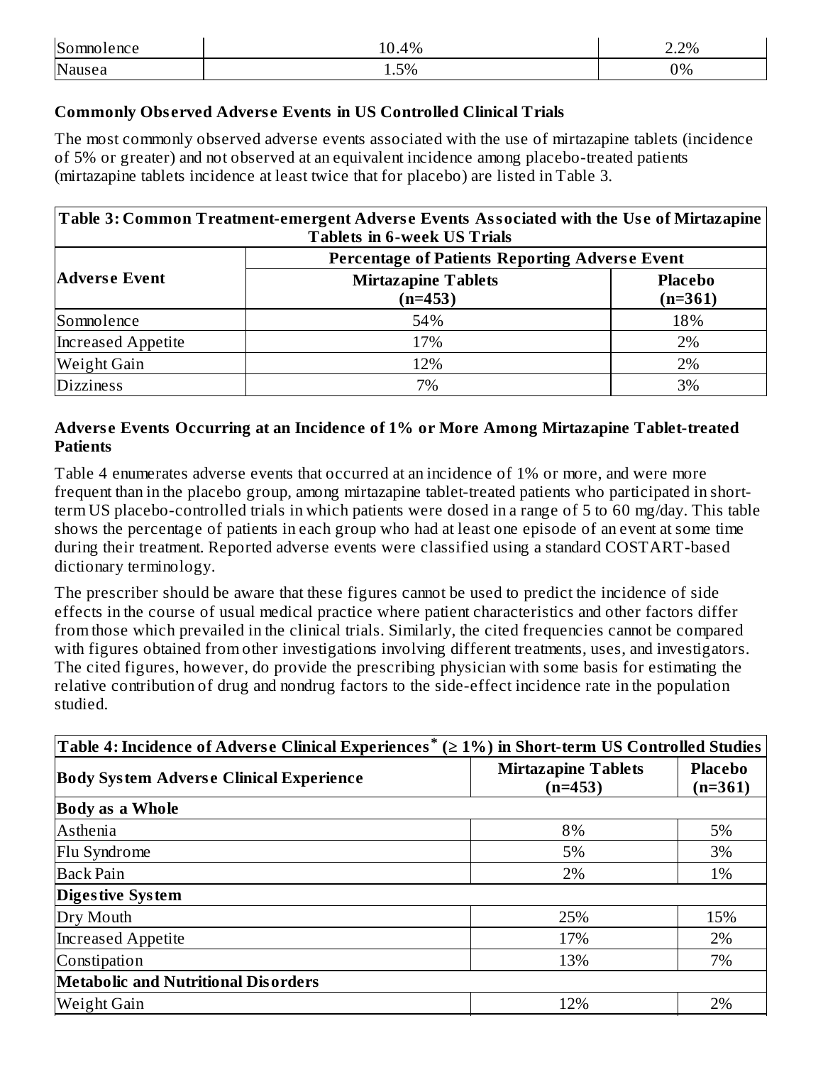| Somnolence | 10.4% | 2.2% |
| --- | --- | --- |
| Nausea | 1.5% | 0% |

**Commonly Observed Adverse Events in US Controlled Clinical Trials**

The most commonly observed adverse events associated with the use of mirtazapine tablets (incidence of 5% or greater) and not observed at an equivalent incidence among placebo-treated patients (mirtazapine tablets incidence at least twice that for placebo) are listed in Table 3.

| Table 3: Common Treatment-emergent Adverse Events Associated with the Use of Mirtazapine Tablets in 6-week US Trials | | |
| --- | --- | --- |
| Adverse Event | Percentage of Patients Reporting Adverse Event | |
| | Mirtazapine Tablets (n=453) | Placebo (n=361) |
| Somnolence | 54% | 18% |
| Increased Appetite | 17% | 2% |
| Weight Gain | 12% | 2% |
| Dizziness | 7% | 3% |

**Adverse Events Occurring at an Incidence of 1% or More Among Mirtazapine Tablet-treated Patients**

Table 4 enumerates adverse events that occurred at an incidence of 1% or more, and were more frequent than in the placebo group, among mirtazapine tablet-treated patients who participated in short-term US placebo-controlled trials in which patients were dosed in a range of 5 to 60 mg/day. This table shows the percentage of patients in each group who had at least one episode of an event at some time during their treatment. Reported adverse events were classified using a standard COSTART-based dictionary terminology.

The prescriber should be aware that these figures cannot be used to predict the incidence of side effects in the course of usual medical practice where patient characteristics and other factors differ from those which prevailed in the clinical trials. Similarly, the cited frequencies cannot be compared with figures obtained from other investigations involving different treatments, uses, and investigators. The cited figures, however, do provide the prescribing physician with some basis for estimating the relative contribution of drug and nondrug factors to the side-effect incidence rate in the population studied.

| Table 4: Incidence of Adverse Clinical Experiences* (≥ 1%) in Short-term US Controlled Studies | | |
| --- | --- | --- |
| **Body System Adverse Clinical Experience** | **Mirtazapine Tablets (n=453)** | **Placebo (n=361)** |
| **Body as a Whole** | | |
| Asthenia | 8% | 5% |
| Flu Syndrome | 5% | 3% |
| Back Pain | 2% | 1% |
| **Digestive System** | | |
| Dry Mouth | 25% | 15% |
| Increased Appetite | 17% | 2% |
| Constipation | 13% | 7% |
| **Metabolic and Nutritional Disorders** | | |
| Weight Gain | 12% | 2% |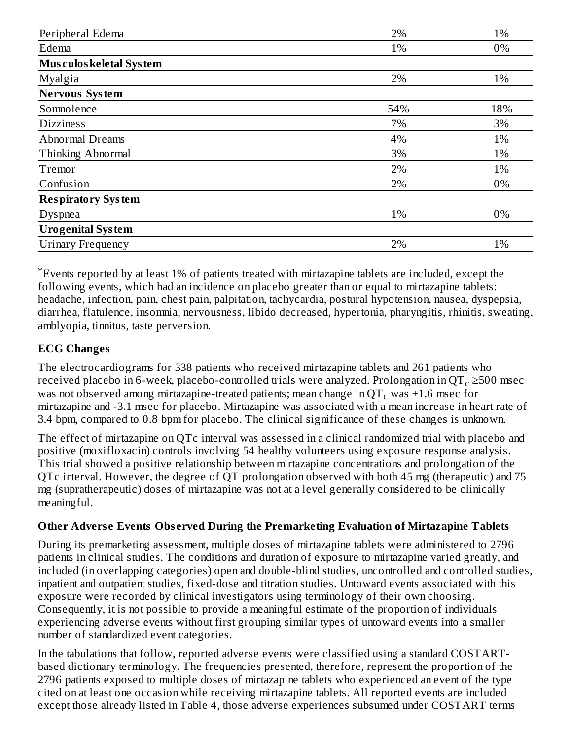| | | |
|---|---|---|
| Peripheral Edema | 2% | 1% |
| Edema | 1% | 0% |
| **Musculoskeletal System** | | |
| Myalgia | 2% | 1% |
| **Nervous System** | | |
| Somnolence | 54% | 18% |
| Dizziness | 7% | 3% |
| Abnormal Dreams | 4% | 1% |
| Thinking Abnormal | 3% | 1% |
| Tremor | 2% | 1% |
| Confusion | 2% | 0% |
| **Respiratory System** | | |
| Dyspnea | 1% | 0% |
| **Urogenital System** | | |
| Urinary Frequency | 2% | 1% |

*Events reported by at least 1% of patients treated with mirtazapine tablets are included, except the following events, which had an incidence on placebo greater than or equal to mirtazapine tablets: headache, infection, pain, chest pain, palpitation, tachycardia, postural hypotension, nausea, dyspepsia, diarrhea, flatulence, insomnia, nervousness, libido decreased, hypertonia, pharyngitis, rhinitis, sweating, amblyopia, tinnitus, taste perversion.

**ECG Changes**

The electrocardiograms for 338 patients who received mirtazapine tablets and 261 patients who received placebo in 6-week, placebo-controlled trials were analyzed. Prolongation in $QT_c \geq 500$ msec was not observed among mirtazapine-treated patients; mean change in $QT_c$ was +1.6 msec for mirtazapine and -3.1 msec for placebo. Mirtazapine was associated with a mean increase in heart rate of 3.4 bpm, compared to 0.8 bpm for placebo. The clinical significance of these changes is unknown.

The effect of mirtazapine on QTc interval was assessed in a clinical randomized trial with placebo and positive (moxifloxacin) controls involving 54 healthy volunteers using exposure response analysis. This trial showed a positive relationship between mirtazapine concentrations and prolongation of the QTc interval. However, the degree of QT prolongation observed with both 45 mg (therapeutic) and 75 mg (supratherapeutic) doses of mirtazapine was not at a level generally considered to be clinically meaningful.

**Other Adverse Events Observed During the Premarketing Evaluation of Mirtazapine Tablets**

During its premarketing assessment, multiple doses of mirtazapine tablets were administered to 2796 patients in clinical studies. The conditions and duration of exposure to mirtazapine varied greatly, and included (in overlapping categories) open and double-blind studies, uncontrolled and controlled studies, inpatient and outpatient studies, fixed-dose and titration studies. Untoward events associated with this exposure were recorded by clinical investigators using terminology of their own choosing. Consequently, it is not possible to provide a meaningful estimate of the proportion of individuals experiencing adverse events without first grouping similar types of untoward events into a smaller number of standardized event categories.

In the tabulations that follow, reported adverse events were classified using a standard COSTART-based dictionary terminology. The frequencies presented, therefore, represent the proportion of the 2796 patients exposed to multiple doses of mirtazapine tablets who experienced an event of the type cited on at least one occasion while receiving mirtazapine tablets. All reported events are included except those already listed in Table 4, those adverse experiences subsumed under COSTART terms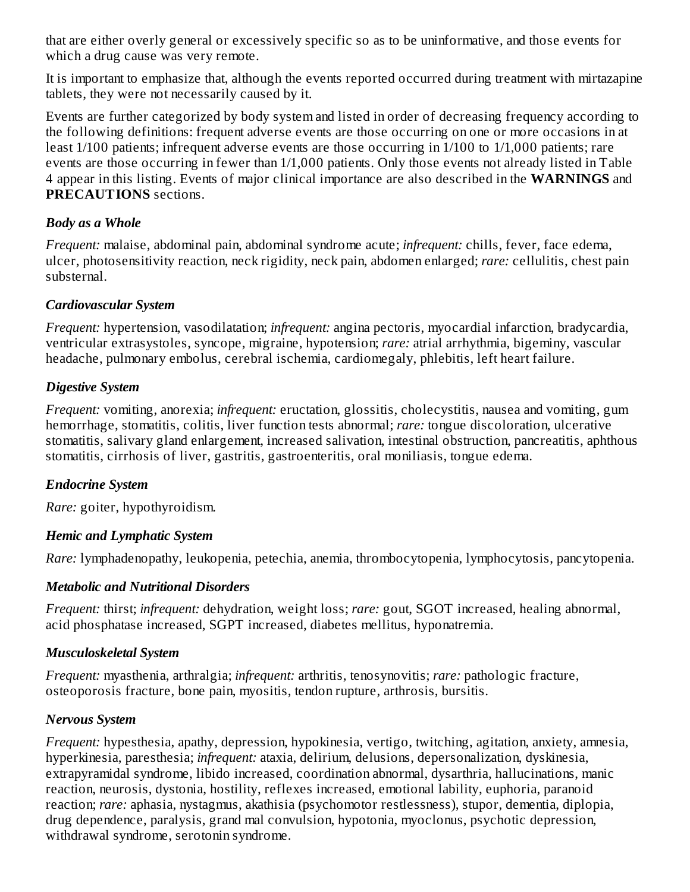that are either overly general or excessively specific so as to be uninformative, and those events for which a drug cause was very remote.

It is important to emphasize that, although the events reported occurred during treatment with mirtazapine tablets, they were not necessarily caused by it.

Events are further categorized by body system and listed in order of decreasing frequency according to the following definitions: frequent adverse events are those occurring on one or more occasions in at least 1/100 patients; infrequent adverse events are those occurring in 1/100 to 1/1,000 patients; rare events are those occurring in fewer than 1/1,000 patients. Only those events not already listed in Table 4 appear in this listing. Events of major clinical importance are also described in the **WARNINGS** and **PRECAUTIONS** sections.

***Body as a Whole***

*Frequent:* malaise, abdominal pain, abdominal syndrome acute; *infrequent:* chills, fever, face edema, ulcer, photosensitivity reaction, neck rigidity, neck pain, abdomen enlarged; *rare:* cellulitis, chest pain substernal.

***Cardiovascular System***

*Frequent:* hypertension, vasodilatation; *infrequent:* angina pectoris, myocardial infarction, bradycardia, ventricular extrasystoles, syncope, migraine, hypotension; *rare:* atrial arrhythmia, bigeminy, vascular headache, pulmonary embolus, cerebral ischemia, cardiomegaly, phlebitis, left heart failure.

***Digestive System***

*Frequent:* vomiting, anorexia; *infrequent:* eructation, glossitis, cholecystitis, nausea and vomiting, gum hemorrhage, stomatitis, colitis, liver function tests abnormal; *rare:* tongue discoloration, ulcerative stomatitis, salivary gland enlargement, increased salivation, intestinal obstruction, pancreatitis, aphthous stomatitis, cirrhosis of liver, gastritis, gastroenteritis, oral moniliasis, tongue edema.

***Endocrine System***

*Rare:* goiter, hypothyroidism.

***Hemic and Lymphatic System***

*Rare:* lymphadenopathy, leukopenia, petechia, anemia, thrombocytopenia, lymphocytosis, pancytopenia.

***Metabolic and Nutritional Disorders***

*Frequent:* thirst; *infrequent:* dehydration, weight loss; *rare:* gout, SGOT increased, healing abnormal, acid phosphatase increased, SGPT increased, diabetes mellitus, hyponatremia.

***Musculoskeletal System***

*Frequent:* myasthenia, arthralgia; *infrequent:* arthritis, tenosynovitis; *rare:* pathologic fracture, osteoporosis fracture, bone pain, myositis, tendon rupture, arthrosis, bursitis.

***Nervous System***

*Frequent:* hypesthesia, apathy, depression, hypokinesia, vertigo, twitching, agitation, anxiety, amnesia, hyperkinesia, paresthesia; *infrequent:* ataxia, delirium, delusions, depersonalization, dyskinesia, extrapyramidal syndrome, libido increased, coordination abnormal, dysarthria, hallucinations, manic reaction, neurosis, dystonia, hostility, reflexes increased, emotional lability, euphoria, paranoid reaction; *rare:* aphasia, nystagmus, akathisia (psychomotor restlessness), stupor, dementia, diplopia, drug dependence, paralysis, grand mal convulsion, hypotonia, myoclonus, psychotic depression, withdrawal syndrome, serotonin syndrome.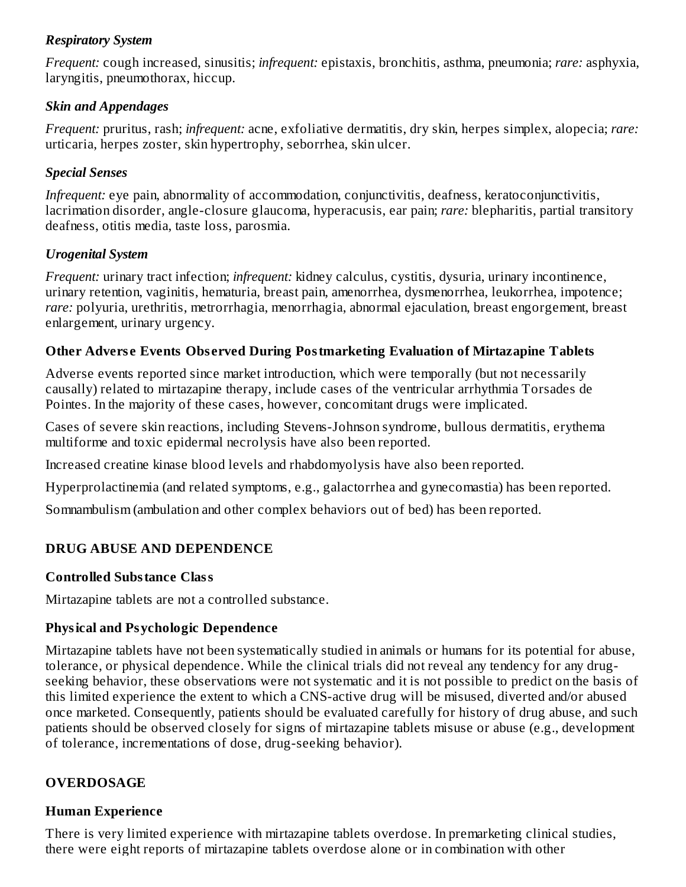### *Respiratory System*

*Frequent:* cough increased, sinusitis; *infrequent:* epistaxis, bronchitis, asthma, pneumonia; *rare:* asphyxia, laryngitis, pneumothorax, hiccup.

### *Skin and Appendages*

*Frequent:* pruritus, rash; *infrequent:* acne, exfoliative dermatitis, dry skin, herpes simplex, alopecia; *rare:* urticaria, herpes zoster, skin hypertrophy, seborrhea, skin ulcer.

### *Special Senses*

*Infrequent:* eye pain, abnormality of accommodation, conjunctivitis, deafness, keratoconjunctivitis, lacrimation disorder, angle-closure glaucoma, hyperacusis, ear pain; *rare:* blepharitis, partial transitory deafness, otitis media, taste loss, parosmia.

### *Urogenital System*

*Frequent:* urinary tract infection; *infrequent:* kidney calculus, cystitis, dysuria, urinary incontinence, urinary retention, vaginitis, hematuria, breast pain, amenorrhea, dysmenorrhea, leukorrhea, impotence; *rare:* polyuria, urethritis, metrorrhagia, menorrhagia, abnormal ejaculation, breast engorgement, breast enlargement, urinary urgency.

### Other Adverse Events Observed During Postmarketing Evaluation of Mirtazapine Tablets

Adverse events reported since market introduction, which were temporally (but not necessarily causally) related to mirtazapine therapy, include cases of the ventricular arrhythmia Torsades de Pointes. In the majority of these cases, however, concomitant drugs were implicated.

Cases of severe skin reactions, including Stevens-Johnson syndrome, bullous dermatitis, erythema multiforme and toxic epidermal necrolysis have also been reported.

Increased creatine kinase blood levels and rhabdomyolysis have also been reported.

Hyperprolactinemia (and related symptoms, e.g., galactorrhea and gynecomastia) has been reported.

Somnambulism (ambulation and other complex behaviors out of bed) has been reported.

## DRUG ABUSE AND DEPENDENCE

### Controlled Substance Class

Mirtazapine tablets are not a controlled substance.

### Physical and Psychologic Dependence

Mirtazapine tablets have not been systematically studied in animals or humans for its potential for abuse, tolerance, or physical dependence. While the clinical trials did not reveal any tendency for any drug-seeking behavior, these observations were not systematic and it is not possible to predict on the basis of this limited experience the extent to which a CNS-active drug will be misused, diverted and/or abused once marketed. Consequently, patients should be evaluated carefully for history of drug abuse, and such patients should be observed closely for signs of mirtazapine tablets misuse or abuse (e.g., development of tolerance, incrementations of dose, drug-seeking behavior).

## OVERDOSAGE

### Human Experience

There is very limited experience with mirtazapine tablets overdose. In premarketing clinical studies, there were eight reports of mirtazapine tablets overdose alone or in combination with other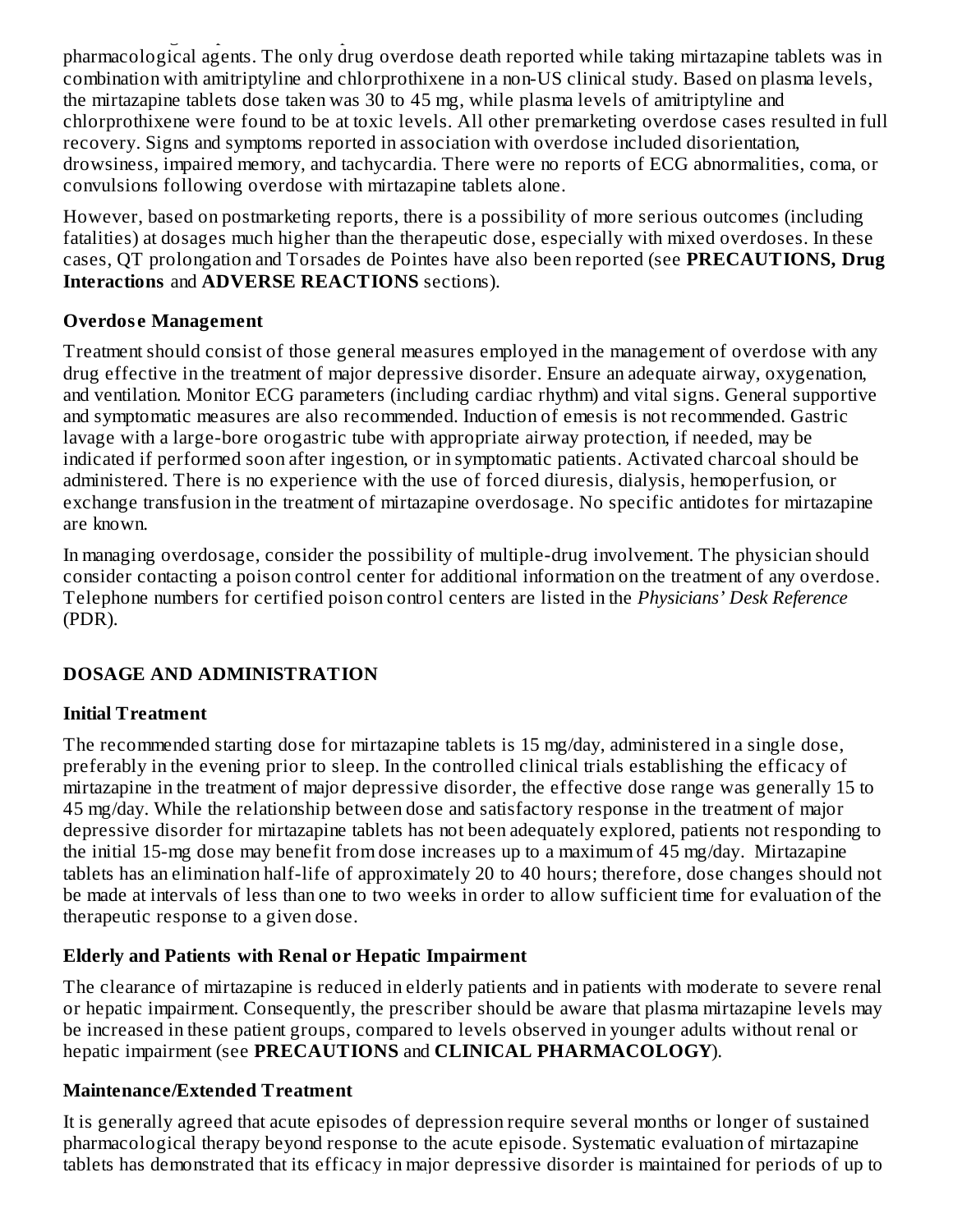pharmacological agents. The only drug overdose death reported while taking mirtazapine tablets was in combination with amitriptyline and chlorprothixene in a non-US clinical study. Based on plasma levels, the mirtazapine tablets dose taken was 30 to 45 mg, while plasma levels of amitriptyline and chlorprothixene were found to be at toxic levels. All other premarketing overdose cases resulted in full recovery. Signs and symptoms reported in association with overdose included disorientation, drowsiness, impaired memory, and tachycardia. There were no reports of ECG abnormalities, coma, or convulsions following overdose with mirtazapine tablets alone.

However, based on postmarketing reports, there is a possibility of more serious outcomes (including fatalities) at dosages much higher than the therapeutic dose, especially with mixed overdoses. In these cases, QT prolongation and Torsades de Pointes have also been reported (see **PRECAUTIONS, Drug Interactions** and **ADVERSE REACTIONS** sections).

### Overdose Management

Treatment should consist of those general measures employed in the management of overdose with any drug effective in the treatment of major depressive disorder. Ensure an adequate airway, oxygenation, and ventilation. Monitor ECG parameters (including cardiac rhythm) and vital signs. General supportive and symptomatic measures are also recommended. Induction of emesis is not recommended. Gastric lavage with a large-bore orogastric tube with appropriate airway protection, if needed, may be indicated if performed soon after ingestion, or in symptomatic patients. Activated charcoal should be administered. There is no experience with the use of forced diuresis, dialysis, hemoperfusion, or exchange transfusion in the treatment of mirtazapine overdosage. No specific antidotes for mirtazapine are known.

In managing overdosage, consider the possibility of multiple-drug involvement. The physician should consider contacting a poison control center for additional information on the treatment of any overdose. Telephone numbers for certified poison control centers are listed in the *Physicians' Desk Reference* (PDR).

## DOSAGE AND ADMINISTRATION

### Initial Treatment

The recommended starting dose for mirtazapine tablets is 15 mg/day, administered in a single dose, preferably in the evening prior to sleep. In the controlled clinical trials establishing the efficacy of mirtazapine in the treatment of major depressive disorder, the effective dose range was generally 15 to 45 mg/day. While the relationship between dose and satisfactory response in the treatment of major depressive disorder for mirtazapine tablets has not been adequately explored, patients not responding to the initial 15-mg dose may benefit from dose increases up to a maximum of 45 mg/day. Mirtazapine tablets has an elimination half-life of approximately 20 to 40 hours; therefore, dose changes should not be made at intervals of less than one to two weeks in order to allow sufficient time for evaluation of the therapeutic response to a given dose.

### Elderly and Patients with Renal or Hepatic Impairment

The clearance of mirtazapine is reduced in elderly patients and in patients with moderate to severe renal or hepatic impairment. Consequently, the prescriber should be aware that plasma mirtazapine levels may be increased in these patient groups, compared to levels observed in younger adults without renal or hepatic impairment (see **PRECAUTIONS** and **CLINICAL PHARMACOLOGY**).

### Maintenance/Extended Treatment

It is generally agreed that acute episodes of depression require several months or longer of sustained pharmacological therapy beyond response to the acute episode. Systematic evaluation of mirtazapine tablets has demonstrated that its efficacy in major depressive disorder is maintained for periods of up to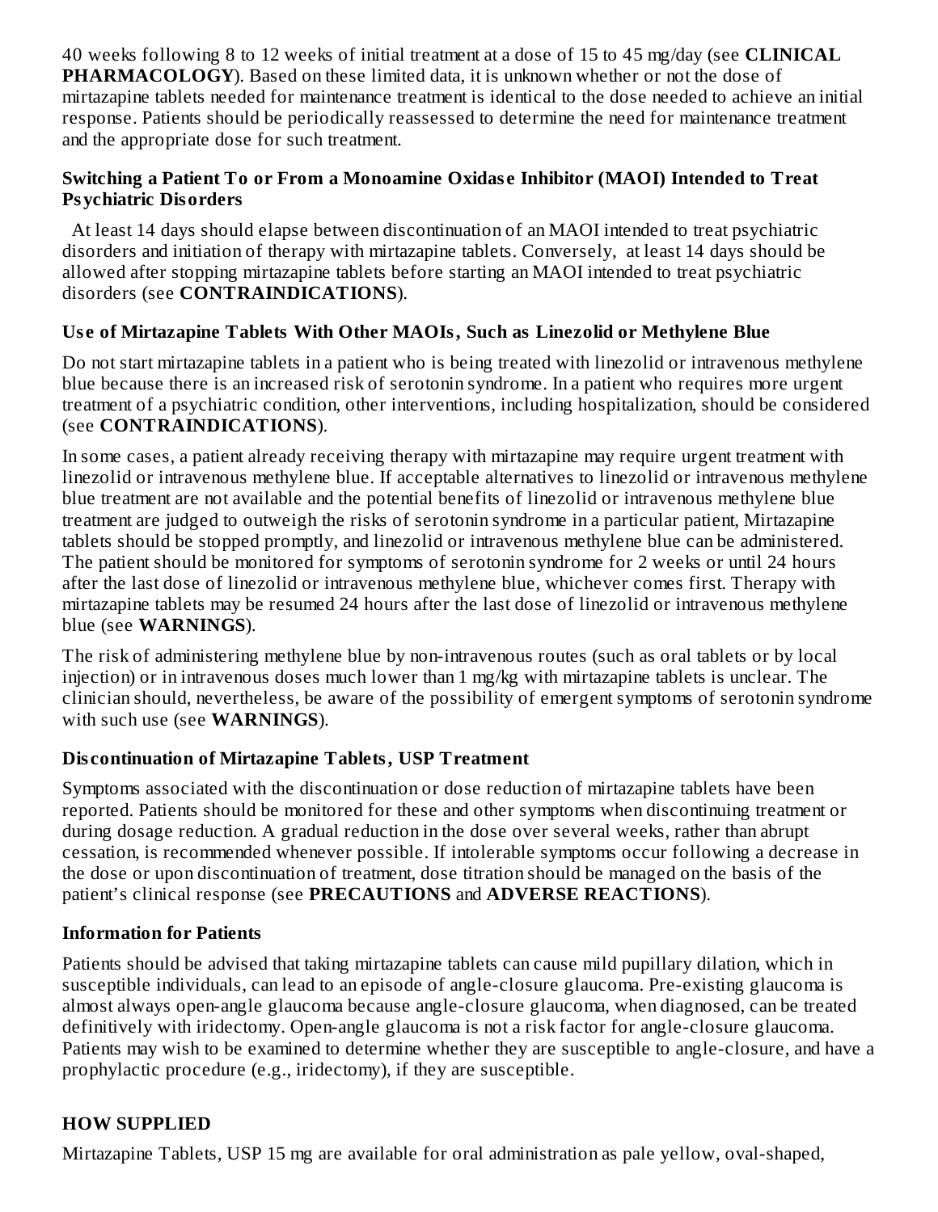40 weeks following 8 to 12 weeks of initial treatment at a dose of 15 to 45 mg/day (see **CLINICAL PHARMACOLOGY**). Based on these limited data, it is unknown whether or not the dose of mirtazapine tablets needed for maintenance treatment is identical to the dose needed to achieve an initial response. Patients should be periodically reassessed to determine the need for maintenance treatment and the appropriate dose for such treatment.

**Switching a Patient To or From a Monoamine Oxidase Inhibitor (MAOI) Intended to Treat Psychiatric Disorders**

At least 14 days should elapse between discontinuation of an MAOI intended to treat psychiatric disorders and initiation of therapy with mirtazapine tablets. Conversely, at least 14 days should be allowed after stopping mirtazapine tablets before starting an MAOI intended to treat psychiatric disorders (see **CONTRAINDICATIONS**).

**Use of Mirtazapine Tablets With Other MAOIs, Such as Linezolid or Methylene Blue**

Do not start mirtazapine tablets in a patient who is being treated with linezolid or intravenous methylene blue because there is an increased risk of serotonin syndrome. In a patient who requires more urgent treatment of a psychiatric condition, other interventions, including hospitalization, should be considered (see **CONTRAINDICATIONS**).

In some cases, a patient already receiving therapy with mirtazapine may require urgent treatment with linezolid or intravenous methylene blue. If acceptable alternatives to linezolid or intravenous methylene blue treatment are not available and the potential benefits of linezolid or intravenous methylene blue treatment are judged to outweigh the risks of serotonin syndrome in a particular patient, Mirtazapine tablets should be stopped promptly, and linezolid or intravenous methylene blue can be administered. The patient should be monitored for symptoms of serotonin syndrome for 2 weeks or until 24 hours after the last dose of linezolid or intravenous methylene blue, whichever comes first. Therapy with mirtazapine tablets may be resumed 24 hours after the last dose of linezolid or intravenous methylene blue (see **WARNINGS**).

The risk of administering methylene blue by non-intravenous routes (such as oral tablets or by local injection) or in intravenous doses much lower than 1 mg/kg with mirtazapine tablets is unclear. The clinician should, nevertheless, be aware of the possibility of emergent symptoms of serotonin syndrome with such use (see **WARNINGS**).

**Discontinuation of Mirtazapine Tablets, USP Treatment**

Symptoms associated with the discontinuation or dose reduction of mirtazapine tablets have been reported. Patients should be monitored for these and other symptoms when discontinuing treatment or during dosage reduction. A gradual reduction in the dose over several weeks, rather than abrupt cessation, is recommended whenever possible. If intolerable symptoms occur following a decrease in the dose or upon discontinuation of treatment, dose titration should be managed on the basis of the patient's clinical response (see **PRECAUTIONS** and **ADVERSE REACTIONS**).

**Information for Patients**

Patients should be advised that taking mirtazapine tablets can cause mild pupillary dilation, which in susceptible individuals, can lead to an episode of angle-closure glaucoma. Pre-existing glaucoma is almost always open-angle glaucoma because angle-closure glaucoma, when diagnosed, can be treated definitively with iridectomy. Open-angle glaucoma is not a risk factor for angle-closure glaucoma. Patients may wish to be examined to determine whether they are susceptible to angle-closure, and have a prophylactic procedure (e.g., iridectomy), if they are susceptible.

## HOW SUPPLIED

Mirtazapine Tablets, USP 15 mg are available for oral administration as pale yellow, oval-shaped,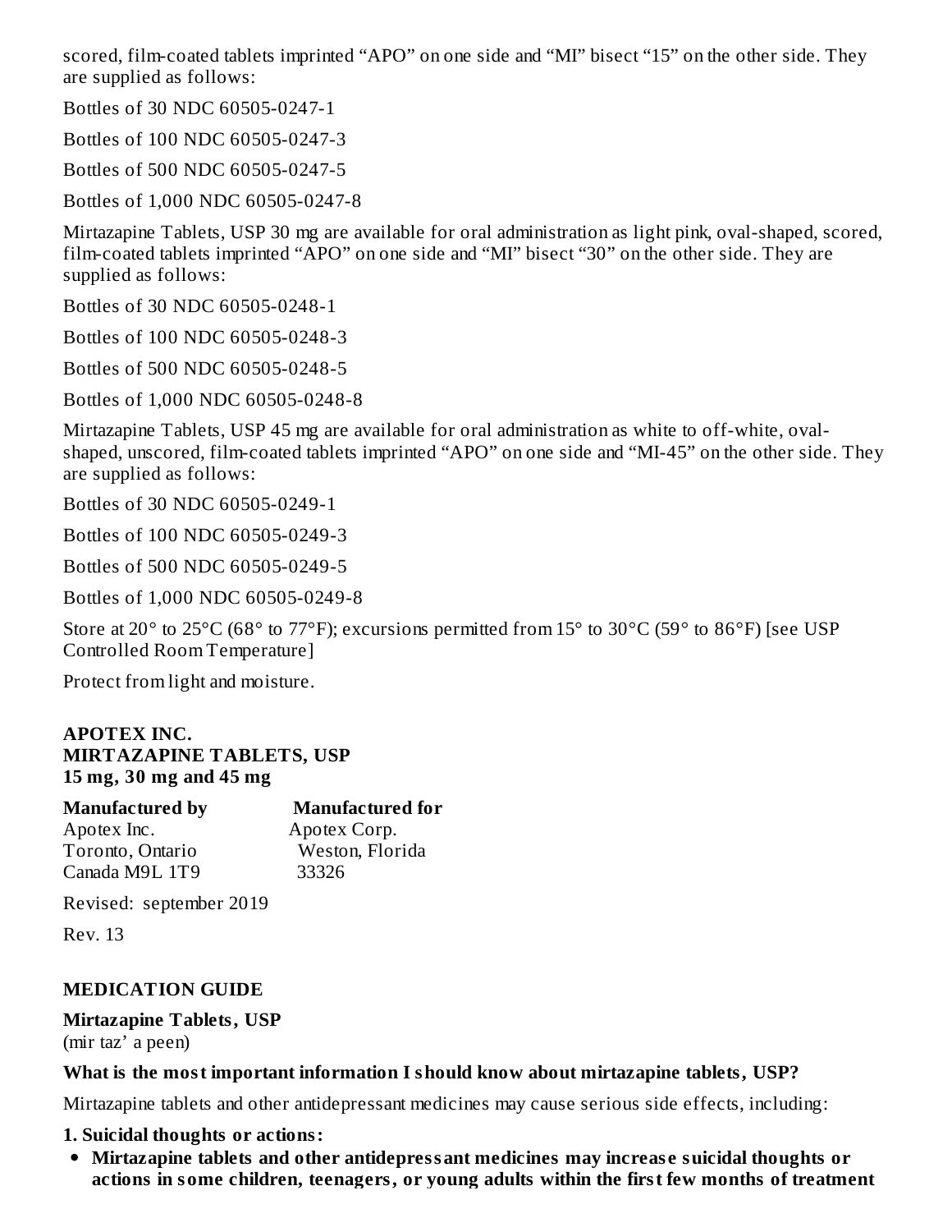scored, film-coated tablets imprinted “APO” on one side and “MI” bisect “15” on the other side. They are supplied as follows:

Bottles of 30 NDC 60505-0247-1

Bottles of 100 NDC 60505-0247-3

Bottles of 500 NDC 60505-0247-5

Bottles of 1,000 NDC 60505-0247-8

Mirtazapine Tablets, USP 30 mg are available for oral administration as light pink, oval-shaped, scored, film-coated tablets imprinted “APO” on one side and “MI” bisect “30” on the other side. They are supplied as follows:

Bottles of 30 NDC 60505-0248-1

Bottles of 100 NDC 60505-0248-3

Bottles of 500 NDC 60505-0248-5

Bottles of 1,000 NDC 60505-0248-8

Mirtazapine Tablets, USP 45 mg are available for oral administration as white to off-white, oval-shaped, unscored, film-coated tablets imprinted “APO” on one side and “MI-45” on the other side. They are supplied as follows:

Bottles of 30 NDC 60505-0249-1

Bottles of 100 NDC 60505-0249-3

Bottles of 500 NDC 60505-0249-5

Bottles of 1,000 NDC 60505-0249-8

Store at 20° to 25°C (68° to 77°F); excursions permitted from 15° to 30°C (59° to 86°F) [see USP Controlled Room Temperature]

Protect from light and moisture.

**APOTEX INC.**
**MIRTAZAPINE TABLETS, USP**
**15 mg, 30 mg and 45 mg**

| **Manufactured by** | **Manufactured for** |
|---|---|
| Apotex Inc. | Apotex Corp. |
| Toronto, Ontario | Weston, Florida |
| Canada M9L 1T9 | 33326 |

Revised: september 2019

Rev. 13

## MEDICATION GUIDE

**Mirtazapine Tablets, USP**
(mir taz’ a peen)

**What is the most important information I should know about mirtazapine tablets, USP?**

Mirtazapine tablets and other antidepressant medicines may cause serious side effects, including:

**1. Suicidal thoughts or actions:**

- **Mirtazapine tablets and other antidepressant medicines may increase suicidal thoughts or actions in some children, teenagers, or young adults within the first few months of treatment**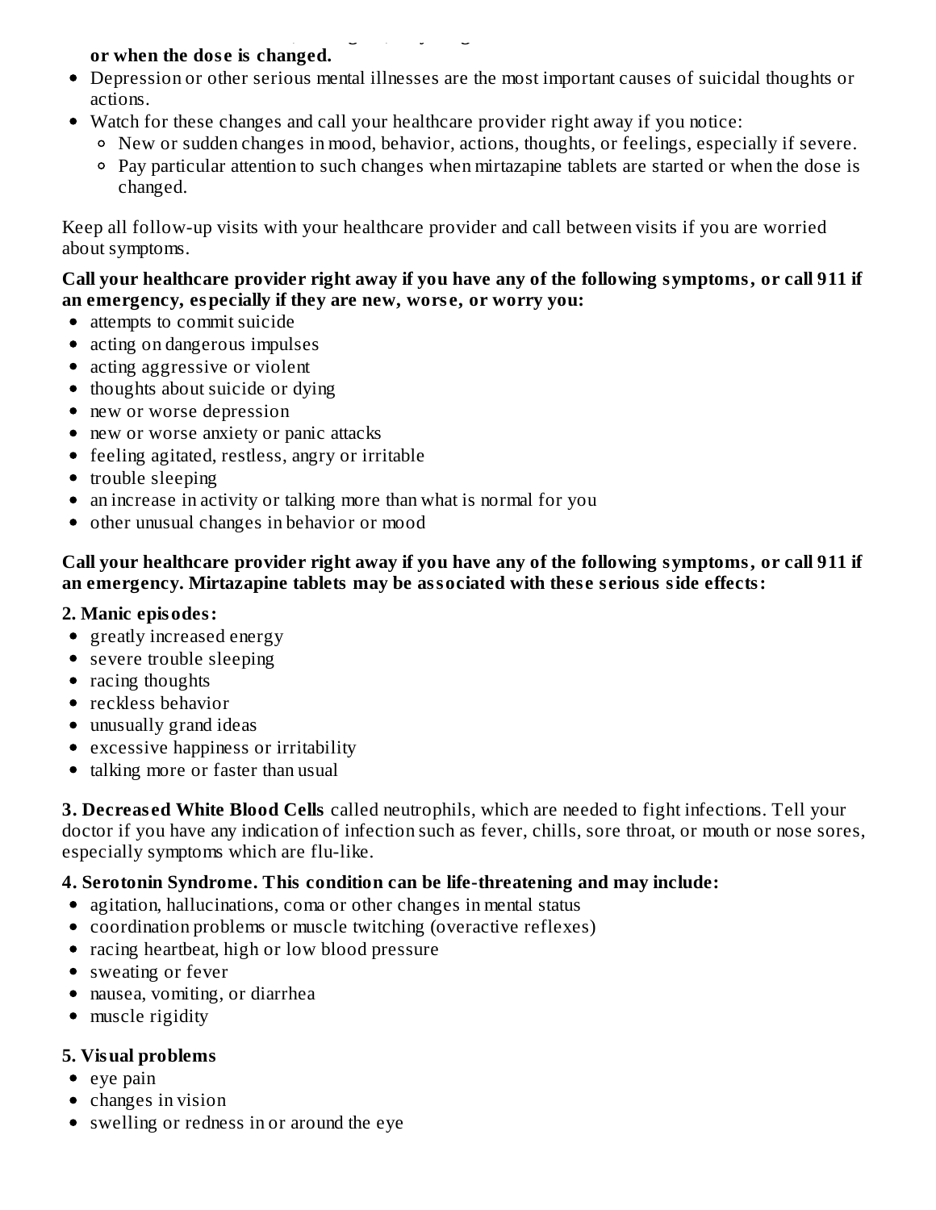**or when the dose is changed.**

- Depression or other serious mental illnesses are the most important causes of suicidal thoughts or actions.
- Watch for these changes and call your healthcare provider right away if you notice:
  - New or sudden changes in mood, behavior, actions, thoughts, or feelings, especially if severe.
  - Pay particular attention to such changes when mirtazapine tablets are started or when the dose is changed.

Keep all follow-up visits with your healthcare provider and call between visits if you are worried about symptoms.

**Call your healthcare provider right away if you have any of the following symptoms, or call 911 if an emergency, especially if they are new, worse, or worry you:**

- attempts to commit suicide
- acting on dangerous impulses
- acting aggressive or violent
- thoughts about suicide or dying
- new or worse depression
- new or worse anxiety or panic attacks
- feeling agitated, restless, angry or irritable
- trouble sleeping
- an increase in activity or talking more than what is normal for you
- other unusual changes in behavior or mood

**Call your healthcare provider right away if you have any of the following symptoms, or call 911 if an emergency. Mirtazapine tablets may be associated with these serious side effects:**

**2. Manic episodes:**

- greatly increased energy
- severe trouble sleeping
- racing thoughts
- reckless behavior
- unusually grand ideas
- excessive happiness or irritability
- talking more or faster than usual

**3. Decreased White Blood Cells** called neutrophils, which are needed to fight infections. Tell your doctor if you have any indication of infection such as fever, chills, sore throat, or mouth or nose sores, especially symptoms which are flu-like.

**4. Serotonin Syndrome. This condition can be life-threatening and may include:**

- agitation, hallucinations, coma or other changes in mental status
- coordination problems or muscle twitching (overactive reflexes)
- racing heartbeat, high or low blood pressure
- sweating or fever
- nausea, vomiting, or diarrhea
- muscle rigidity

**5. Visual problems**

- eye pain
- changes in vision
- swelling or redness in or around the eye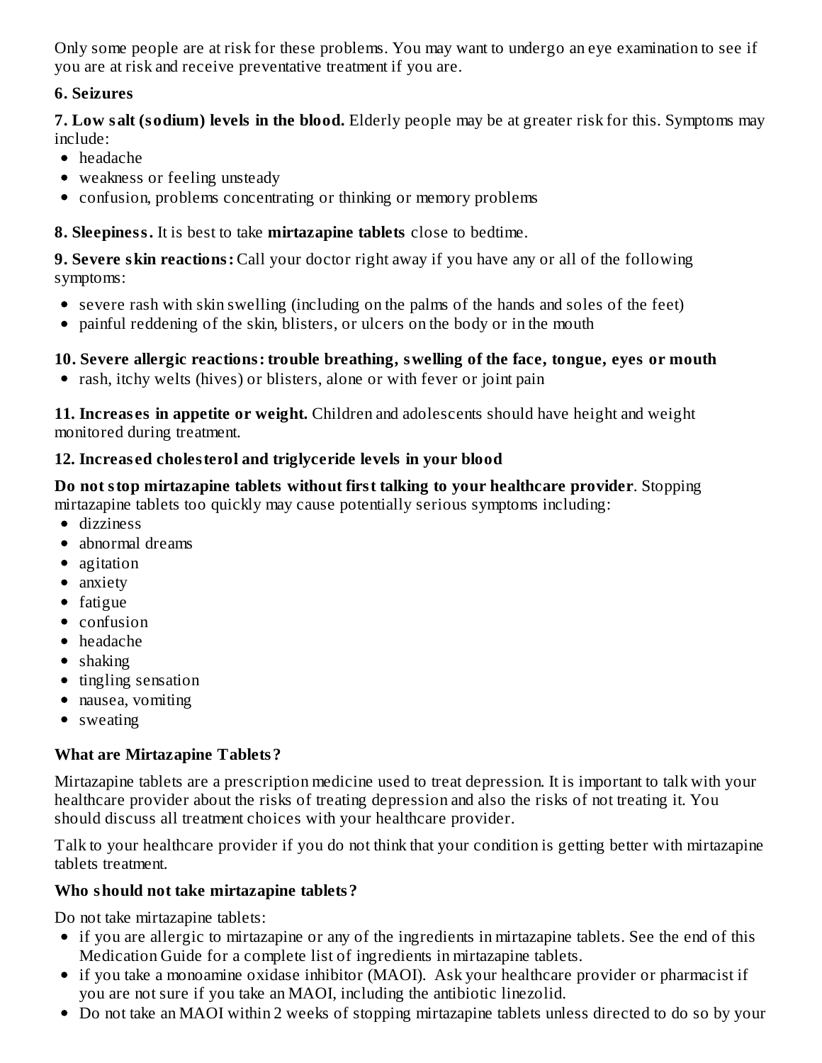Only some people are at risk for these problems. You may want to undergo an eye examination to see if you are at risk and receive preventative treatment if you are.

**6. Seizures**

**7. Low salt (sodium) levels in the blood.** Elderly people may be at greater risk for this. Symptoms may include:

- headache
- weakness or feeling unsteady
- confusion, problems concentrating or thinking or memory problems

**8. Sleepiness.** It is best to take **mirtazapine tablets** close to bedtime.

**9. Severe skin reactions:** Call your doctor right away if you have any or all of the following symptoms:

- severe rash with skin swelling (including on the palms of the hands and soles of the feet)
- painful reddening of the skin, blisters, or ulcers on the body or in the mouth

**10. Severe allergic reactions: trouble breathing, swelling of the face, tongue, eyes or mouth**

- rash, itchy welts (hives) or blisters, alone or with fever or joint pain

**11. Increases in appetite or weight.** Children and adolescents should have height and weight monitored during treatment.

**12. Increased cholesterol and triglyceride levels in your blood**

**Do not stop mirtazapine tablets without first talking to your healthcare provider**. Stopping mirtazapine tablets too quickly may cause potentially serious symptoms including:

- dizziness
- abnormal dreams
- agitation
- anxiety
- fatigue
- confusion
- headache
- shaking
- tingling sensation
- nausea, vomiting
- sweating

**What are Mirtazapine Tablets?**

Mirtazapine tablets are a prescription medicine used to treat depression. It is important to talk with your healthcare provider about the risks of treating depression and also the risks of not treating it. You should discuss all treatment choices with your healthcare provider.

Talk to your healthcare provider if you do not think that your condition is getting better with mirtazapine tablets treatment.

**Who should not take mirtazapine tablets?**

Do not take mirtazapine tablets:

- if you are allergic to mirtazapine or any of the ingredients in mirtazapine tablets. See the end of this Medication Guide for a complete list of ingredients in mirtazapine tablets.
- if you take a monoamine oxidase inhibitor (MAOI). Ask your healthcare provider or pharmacist if you are not sure if you take an MAOI, including the antibiotic linezolid.
- Do not take an MAOI within 2 weeks of stopping mirtazapine tablets unless directed to do so by your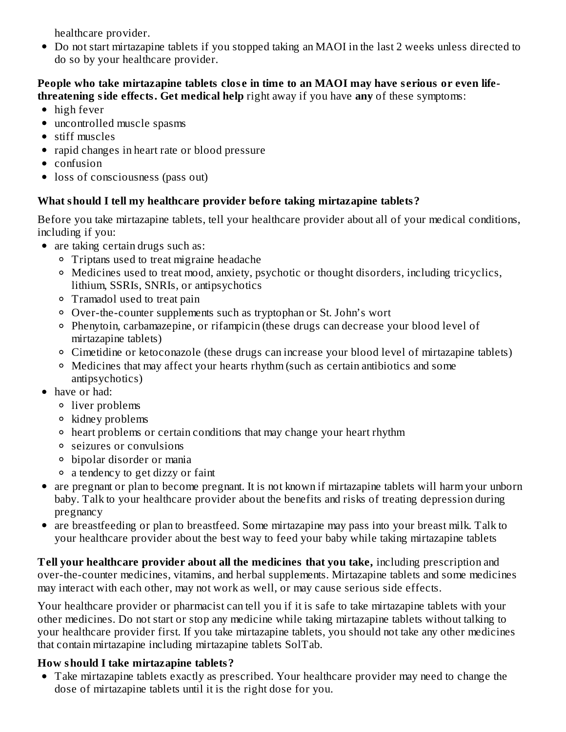healthcare provider.

- Do not start mirtazapine tablets if you stopped taking an MAOI in the last 2 weeks unless directed to do so by your healthcare provider.

**People who take mirtazapine tablets close in time to an MAOI may have serious or even life-threatening side effects. Get medical help** right away if you have **any** of these symptoms:

- high fever
- uncontrolled muscle spasms
- stiff muscles
- rapid changes in heart rate or blood pressure
- confusion
- loss of consciousness (pass out)

**What should I tell my healthcare provider before taking mirtazapine tablets?**

Before you take mirtazapine tablets, tell your healthcare provider about all of your medical conditions, including if you:

- are taking certain drugs such as:
  - Triptans used to treat migraine headache
  - Medicines used to treat mood, anxiety, psychotic or thought disorders, including tricyclics, lithium, SSRIs, SNRIs, or antipsychotics
  - Tramadol used to treat pain
  - Over-the-counter supplements such as tryptophan or St. John's wort
  - Phenytoin, carbamazepine, or rifampicin (these drugs can decrease your blood level of mirtazapine tablets)
  - Cimetidine or ketoconazole (these drugs can increase your blood level of mirtazapine tablets)
  - Medicines that may affect your hearts rhythm (such as certain antibiotics and some antipsychotics)
- have or had:
  - liver problems
  - kidney problems
  - heart problems or certain conditions that may change your heart rhythm
  - seizures or convulsions
  - bipolar disorder or mania
  - a tendency to get dizzy or faint
- are pregnant or plan to become pregnant. It is not known if mirtazapine tablets will harm your unborn baby. Talk to your healthcare provider about the benefits and risks of treating depression during pregnancy
- are breastfeeding or plan to breastfeed. Some mirtazapine may pass into your breast milk. Talk to your healthcare provider about the best way to feed your baby while taking mirtazapine tablets

**Tell your healthcare provider about all the medicines that you take,** including prescription and over-the-counter medicines, vitamins, and herbal supplements. Mirtazapine tablets and some medicines may interact with each other, may not work as well, or may cause serious side effects.

Your healthcare provider or pharmacist can tell you if it is safe to take mirtazapine tablets with your other medicines. Do not start or stop any medicine while taking mirtazapine tablets without talking to your healthcare provider first. If you take mirtazapine tablets, you should not take any other medicines that contain mirtazapine including mirtazapine tablets SolTab.

**How should I take mirtazapine tablets?**

- Take mirtazapine tablets exactly as prescribed. Your healthcare provider may need to change the dose of mirtazapine tablets until it is the right dose for you.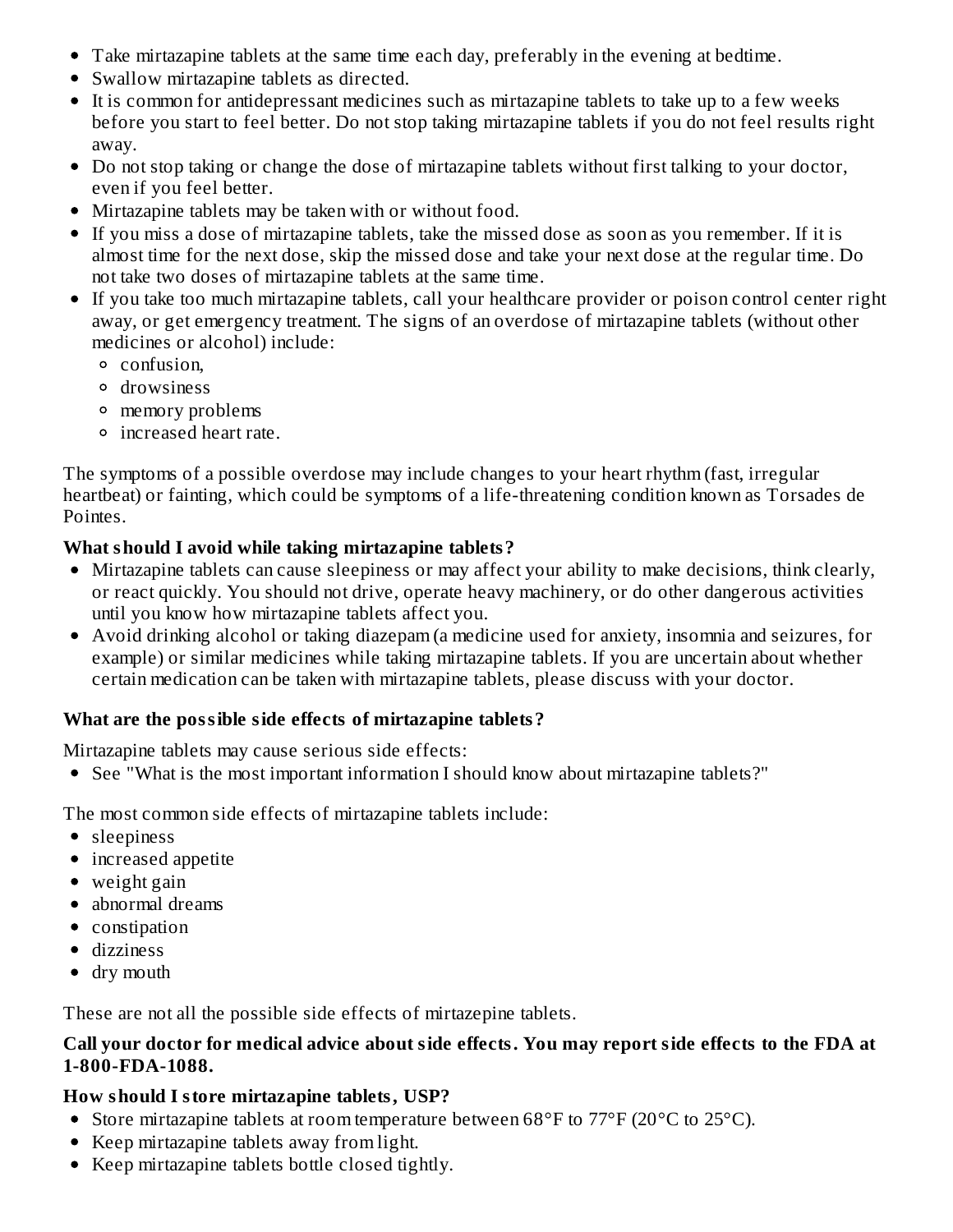- Take mirtazapine tablets at the same time each day, preferably in the evening at bedtime.
- Swallow mirtazapine tablets as directed.
- It is common for antidepressant medicines such as mirtazapine tablets to take up to a few weeks before you start to feel better. Do not stop taking mirtazapine tablets if you do not feel results right away.
- Do not stop taking or change the dose of mirtazapine tablets without first talking to your doctor, even if you feel better.
- Mirtazapine tablets may be taken with or without food.
- If you miss a dose of mirtazapine tablets, take the missed dose as soon as you remember. If it is almost time for the next dose, skip the missed dose and take your next dose at the regular time. Do not take two doses of mirtazapine tablets at the same time.
- If you take too much mirtazapine tablets, call your healthcare provider or poison control center right away, or get emergency treatment. The signs of an overdose of mirtazapine tablets (without other medicines or alcohol) include:
  - confusion,
  - drowsiness
  - memory problems
  - increased heart rate.

The symptoms of a possible overdose may include changes to your heart rhythm (fast, irregular heartbeat) or fainting, which could be symptoms of a life-threatening condition known as Torsades de Pointes.

**What should I avoid while taking mirtazapine tablets?**

- Mirtazapine tablets can cause sleepiness or may affect your ability to make decisions, think clearly, or react quickly. You should not drive, operate heavy machinery, or do other dangerous activities until you know how mirtazapine tablets affect you.
- Avoid drinking alcohol or taking diazepam (a medicine used for anxiety, insomnia and seizures, for example) or similar medicines while taking mirtazapine tablets. If you are uncertain about whether certain medication can be taken with mirtazapine tablets, please discuss with your doctor.

**What are the possible side effects of mirtazapine tablets?**

Mirtazapine tablets may cause serious side effects:

- See "What is the most important information I should know about mirtazapine tablets?"

The most common side effects of mirtazapine tablets include:

- sleepiness
- increased appetite
- weight gain
- abnormal dreams
- constipation
- dizziness
- dry mouth

These are not all the possible side effects of mirtazepine tablets.

**Call your doctor for medical advice about side effects. You may report side effects to the FDA at 1-800-FDA-1088.**

**How should I store mirtazapine tablets, USP?**

- Store mirtazapine tablets at room temperature between 68°F to 77°F (20°C to 25°C).
- Keep mirtazapine tablets away from light.
- Keep mirtazapine tablets bottle closed tightly.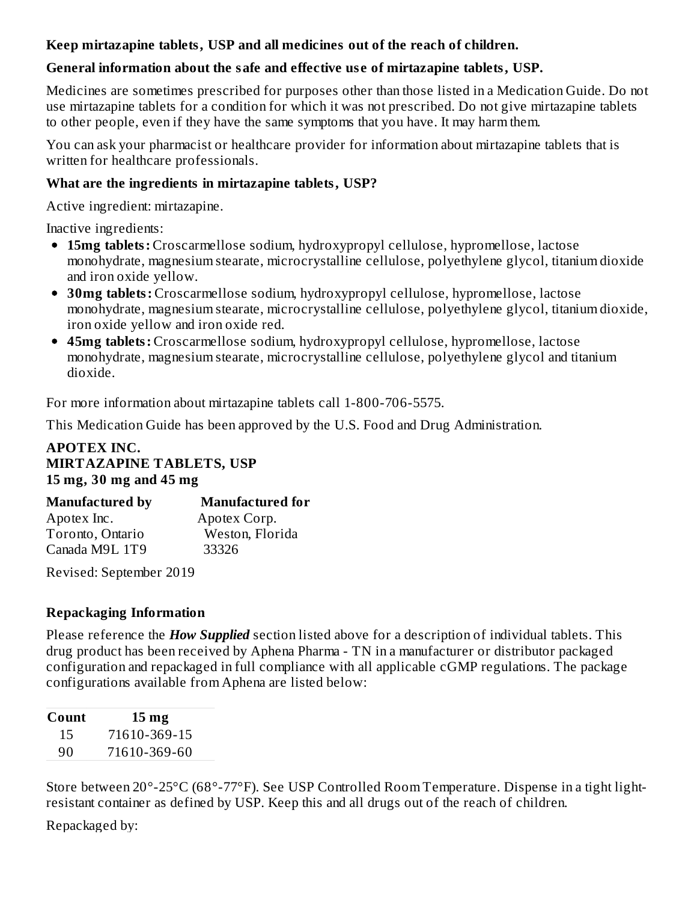**Keep mirtazapine tablets, USP and all medicines out of the reach of children.**

**General information about the safe and effective use of mirtazapine tablets, USP.**

Medicines are sometimes prescribed for purposes other than those listed in a Medication Guide. Do not use mirtazapine tablets for a condition for which it was not prescribed. Do not give mirtazapine tablets to other people, even if they have the same symptoms that you have. It may harm them.

You can ask your pharmacist or healthcare provider for information about mirtazapine tablets that is written for healthcare professionals.

**What are the ingredients in mirtazapine tablets, USP?**

Active ingredient: mirtazapine.

Inactive ingredients:

- **15mg tablets:** Croscarmellose sodium, hydroxypropyl cellulose, hypromellose, lactose monohydrate, magnesium stearate, microcrystalline cellulose, polyethylene glycol, titanium dioxide and iron oxide yellow.
- **30mg tablets:** Croscarmellose sodium, hydroxypropyl cellulose, hypromellose, lactose monohydrate, magnesium stearate, microcrystalline cellulose, polyethylene glycol, titanium dioxide, iron oxide yellow and iron oxide red.
- **45mg tablets:** Croscarmellose sodium, hydroxypropyl cellulose, hypromellose, lactose monohydrate, magnesium stearate, microcrystalline cellulose, polyethylene glycol and titanium dioxide.

For more information about mirtazapine tablets call 1-800-706-5575.

This Medication Guide has been approved by the U.S. Food and Drug Administration.

**APOTEX INC.**
**MIRTAZAPINE TABLETS, USP**
**15 mg, 30 mg and 45 mg**

| **Manufactured by** | **Manufactured for** |
|---|---|
| Apotex Inc. | Apotex Corp. |
| Toronto, Ontario | Weston, Florida |
| Canada M9L 1T9 | 33326 |

Revised: September 2019

## Repackaging Information

Please reference the ***How Supplied*** section listed above for a description of individual tablets. This drug product has been received by Aphena Pharma - TN in a manufacturer or distributor packaged configuration and repackaged in full compliance with all applicable cGMP regulations. The package configurations available from Aphena are listed below:

| Count | 15 mg |
|---|---|
| 15 | 71610-369-15 |
| 90 | 71610-369-60 |

Store between 20°-25°C (68°-77°F). See USP Controlled Room Temperature. Dispense in a tight light-resistant container as defined by USP. Keep this and all drugs out of the reach of children.

Repackaged by: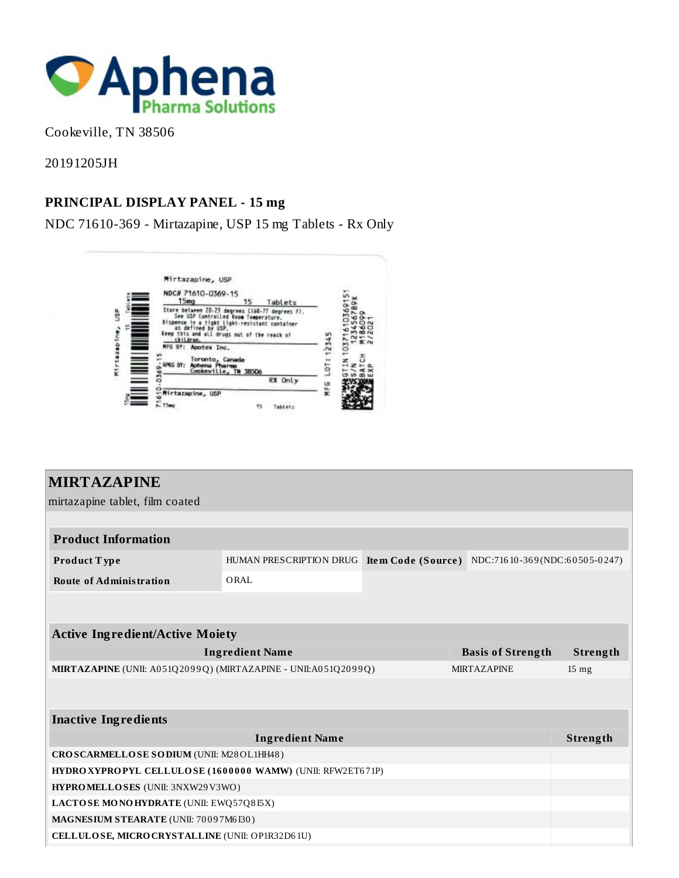Cookeville, TN 38506

20191205JH

## PRINCIPAL DISPLAY PANEL - 15 mg

NDC 71610-369 - Mirtazapine, USP 15 mg Tablets - Rx Only

## MIRTAZAPINE

mirtazapine tablet, film coated

| Product Information | | | |
|---|---|---|---|
| **Product Type** | HUMAN PRESCRIPTION DRUG | **Item Code (Source)** | NDC:71610-369(NDC:60505-0247) |
| **Route of Administration** | ORAL | | |

| Active Ingredient/Active Moiety | | |
|---|---|---|
| **Ingredient Name** | **Basis of Strength** | **Strength** |
| **MIRTAZAPINE** (UNII: A051Q2099Q) (MIRTAZAPINE - UNII:A051Q2099Q) | MIRTAZAPINE | 15 mg |

| Inactive Ingredients | |
|---|---|
| **Ingredient Name** | **Strength** |
| **CROSCARMELLOSE SODIUM** (UNII: M28OL1HH48) | |
| **HYDROXYPROPYL CELLULOSE (1600000 WAMW)** (UNII: RFW2ET671P) | |
| **HYPROMELLOSES** (UNII: 3NXW29V3WO) | |
| **LACTOSE MONOHYDRATE** (UNII: EWQ57Q8I5X) | |
| **MAGNESIUM STEARATE** (UNII: 70097M6I30) | |
| **CELLULOSE, MICROCRYSTALLINE** (UNII: OP1R32D61U) | |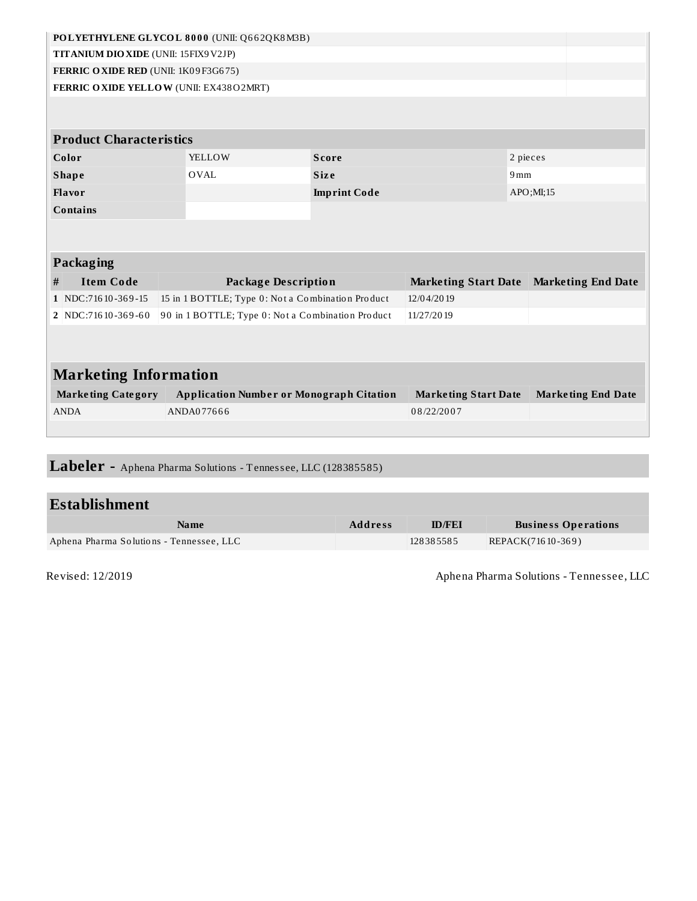| | |
|---|---|
| **POLYETHYLENE GLYCOL 8000** (UNII: Q662QK8M3B) | |
| **TITANIUM DIOXIDE** (UNII: 15FIX9V2JP) | |
| **FERRIC OXIDE RED** (UNII: 1K09F3G675) | |
| **FERRIC OXIDE YELLOW** (UNII: EX438O2MRT) | |

| Product Characteristics | | | |
|---|---|---|---|
| **Color** | YELLOW | **Score** | 2 pieces |
| **Shape** | OVAL | **Size** | 9mm |
| **Flavor** | | **Imprint Code** | APO;MI;15 |
| **Contains** | | | |

**Packaging**

| # | Item Code | Package Description | Marketing Start Date | Marketing End Date |
|---|---|---|---|---|
| 1 | NDC:71610-369-15 | 15 in 1 BOTTLE; Type 0: Not a Combination Product | 12/04/2019 | |
| 2 | NDC:71610-369-60 | 90 in 1 BOTTLE; Type 0: Not a Combination Product | 11/27/2019 | |

## Marketing Information

| Marketing Category | Application Number or Monograph Citation | Marketing Start Date | Marketing End Date |
|---|---|---|---|
| ANDA | ANDA077666 | 08/22/2007 | |

## Labeler - Aphena Pharma Solutions - Tennessee, LLC (128385585)

## Establishment

| Name | Address | ID/FEI | Business Operations |
|---|---|---|---|
| Aphena Pharma Solutions - Tennessee, LLC | | 128385585 | REPACK(71610-369) |

Revised: 12/2019

Aphena Pharma Solutions - Tennessee, LLC